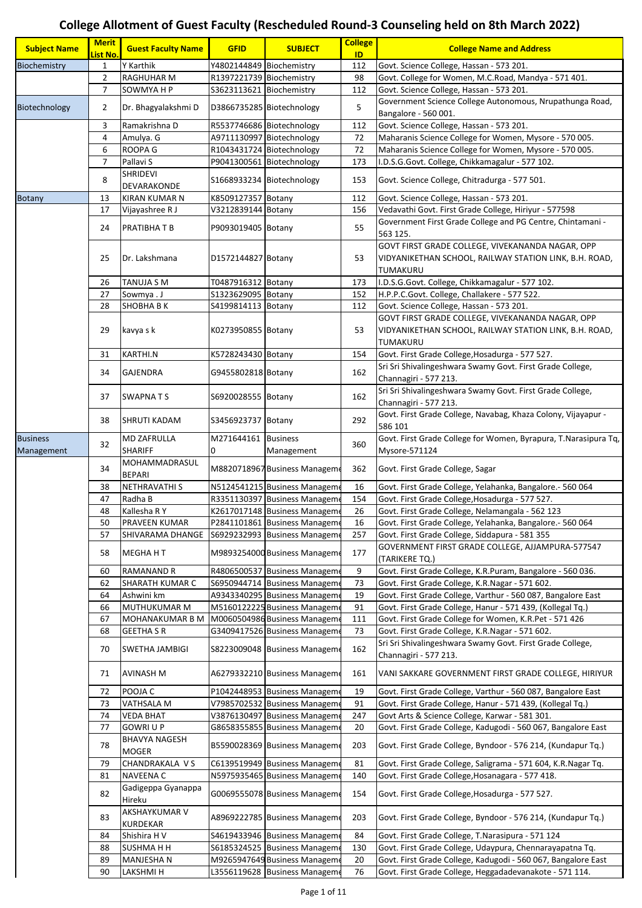# College Allotment of Guest Faculty (Rescheduled Round-3 Counseling held on 8th March 2022)

| Subject Name | Merit List No. | Guest Faculty Name | GFID | SUBJECT | College ID | College Name and Address |
|---|---|---|---|---|---|---|
| Biochemistry | 1 | Y Karthik | Y4802144849 | Biochemistry | 112 | Govt. Science College, Hassan - 573 201. |
| | 2 | RAGHUHAR M | R1397221739 | Biochemistry | 98 | Govt. College for Women, M.C.Road, Mandya - 571 401. |
| | 7 | SOWMYA H P | S3623113621 | Biochemistry | 112 | Govt. Science College, Hassan - 573 201. |
| Biotechnology | 2 | Dr. Bhagyalakshmi D | D3866735285 | Biotechnology | 5 | Government Science College Autonomous, Nrupathunga Road, Bangalore - 560 001. |
| | 3 | Ramakrishna D | R5537746686 | Biotechnology | 112 | Govt. Science College, Hassan - 573 201. |
| | 4 | Amulya. G | A9711130997 | Biotechnology | 72 | Maharanis Science College for Women, Mysore - 570 005. |
| | 6 | ROOPA G | R1043431724 | Biotechnology | 72 | Maharanis Science College for Women, Mysore - 570 005. |
| | 7 | Pallavi S | P9041300561 | Biotechnology | 173 | I.D.S.G.Govt. College, Chikkamagalur - 577 102. |
| | 8 | SHRIDEVI DEVARAKONDE | S1668933234 | Biotechnology | 153 | Govt. Science College, Chitradurga - 577 501. |
| Botany | 13 | KIRAN KUMAR N | K8509127357 | Botany | 112 | Govt. Science College, Hassan - 573 201. |
| | 17 | Vijayashree R J | V3212839144 | Botany | 156 | Vedavathi Govt. First Grade College, Hiriyur - 577598 |
| | 24 | PRATIBHA T B | P9093019405 | Botany | 55 | Government First Grade College and PG Centre, Chintamani - 563 125. |
| | 25 | Dr. Lakshmana | D1572144827 | Botany | 53 | GOVT FIRST GRADE COLLEGE, VIVEKANANDA NAGAR, OPP VIDYANIKETHAN SCHOOL, RAILWAY STATION LINK, B.H. ROAD, TUMAKURU |
| | 26 | TANUJA S M | T0487916312 | Botany | 173 | I.D.S.G.Govt. College, Chikkamagalur - 577 102. |
| | 27 | Sowmya . J | S1323629095 | Botany | 152 | H.P.P.C.Govt. College, Challakere - 577 522. |
| | 28 | SHOBHA B K | S4199814113 | Botany | 112 | Govt. Science College, Hassan - 573 201. |
| | 29 | kavya s k | K0273950855 | Botany | 53 | GOVT FIRST GRADE COLLEGE, VIVEKANANDA NAGAR, OPP VIDYANIKETHAN SCHOOL, RAILWAY STATION LINK, B.H. ROAD, TUMAKURU |
| | 31 | KARTHI.N | K5728243430 | Botany | 154 | Govt. First Grade College,Hosadurga - 577 527. |
| | 34 | GAJENDRA | G9455802818 | Botany | 162 | Sri Sri Shivalingeshwara Swamy Govt. First Grade College, Channagiri - 577 213. |
| | 37 | SWAPNA T S | S6920028555 | Botany | 162 | Sri Sri Shivalingeshwara Swamy Govt. First Grade College, Channagiri - 577 213. |
| | 38 | SHRUTI KADAM | S3456923737 | Botany | 292 | Govt. First Grade College, Navabag, Khaza Colony, Vijayapur - 586 101 |
| Business Management | 32 | MD ZAFRULLA SHARIFF | M2716441610 | Business Management | 360 | Govt. First Grade College for Women, Byrapura, T.Narasipura Tq, Mysore-571124 |
| | 34 | MOHAMMADRASUL BEPARI | M8820718967 | Business Manageme | 362 | Govt. First Grade College, Sagar |
| | 38 | NETHRAVATHI S | N5124541215 | Business Manageme | 16 | Govt. First Grade College, Yelahanka, Bangalore.- 560 064 |
| | 47 | Radha B | R3351130397 | Business Manageme | 154 | Govt. First Grade College,Hosadurga - 577 527. |
| | 48 | Kallesha R Y | K2617017148 | Business Manageme | 26 | Govt. First Grade College, Nelamangala - 562 123 |
| | 50 | PRAVEEN KUMAR | P2841101861 | Business Manageme | 16 | Govt. First Grade College, Yelahanka, Bangalore.- 560 064 |
| | 57 | SHIVARAMA DHANGE | S6929232993 | Business Manageme | 257 | Govt. First Grade College, Siddapura - 581 355 |
| | 58 | MEGHA H T | M9893254000 | Business Manageme | 177 | GOVERNMENT FIRST GRADE COLLEGE, AJJAMPURA-577547 (TARIKERE TQ.) |
| | 60 | RAMANAND R | R4806500537 | Business Manageme | 9 | Govt. First Grade College, K.R.Puram, Bangalore - 560 036. |
| | 62 | SHARATH KUMAR C | S6950944714 | Business Manageme | 73 | Govt. First Grade College, K.R.Nagar - 571 602. |
| | 64 | Ashwini km | A9343340295 | Business Manageme | 19 | Govt. First Grade College, Varthur - 560 087, Bangalore East |
| | 66 | MUTHUKUMAR M | M5160122225 | Business Manageme | 91 | Govt. First Grade College, Hanur - 571 439, (Kollegal Tq.) |
| | 67 | MOHANAKUMAR B M | M0060504986 | Business Manageme | 111 | Govt. First Grade College for Women, K.R.Pet - 571 426 |
| | 68 | GEETHA S R | G3409417526 | Business Manageme | 73 | Govt. First Grade College, K.R.Nagar - 571 602. |
| | 70 | SWETHA JAMBIGI | S8223009048 | Business Manageme | 162 | Sri Sri Shivalingeshwara Swamy Govt. First Grade College, Channagiri - 577 213. |
| | 71 | AVINASH M | A6279332210 | Business Manageme | 161 | VANI SAKKARE GOVERNMENT FIRST GRADE COLLEGE, HIRIYUR |
| | 72 | POOJA C | P1042448953 | Business Manageme | 19 | Govt. First Grade College, Varthur - 560 087, Bangalore East |
| | 73 | VATHSALA M | V7985702532 | Business Manageme | 91 | Govt. First Grade College, Hanur - 571 439, (Kollegal Tq.) |
| | 74 | VEDA BHAT | V3876140347 | Business Manageme | 247 | Govt Arts & Science College, Karwar - 581 301. |
| | 77 | GOWRI U P | G8658355855 | Business Manageme | 20 | Govt. First Grade College, Kadugodi - 560 067, Bangalore East |
| | 78 | BHAVYA NAGESH MOGER | B5590028369 | Business Manageme | 203 | Govt. First Grade College, Byndoor - 576 214, (Kundapur Tq.) |
| | 79 | CHANDRAKALA V S | C6139519949 | Business Manageme | 81 | Govt. First Grade College, Saligrama - 571 604, K.R.Nagar Tq. |
| | 81 | NAVEENA C | N5975935465 | Business Manageme | 140 | Govt. First Grade College,Hosanagara - 577 418. |
| | 82 | Gadigeppa Gyanappa Hireku | G0069555078 | Business Manageme | 154 | Govt. First Grade College,Hosadurga - 577 527. |
| | 83 | AKSHAYKUMAR V KURDEKAR | A8969222785 | Business Manageme | 203 | Govt. First Grade College, Byndoor - 576 214, (Kundapur Tq.) |
| | 84 | Shishira H V | S4619433946 | Business Manageme | 84 | Govt. First Grade College, T.Narasipura - 571 124 |
| | 88 | SUSHMA H H | S6185324525 | Business Manageme | 130 | Govt. First Grade College, Udaypura, Chennarayapatna Tq. |
| | 89 | MANJESHA N | M9265947649 | Business Manageme | 20 | Govt. First Grade College, Kadugodi - 560 067, Bangalore East |
| | 90 | LAKSHMI H | L3556119628 | Business Manageme | 76 | Govt. First Grade College, Heggadadevanakote - 571 114. |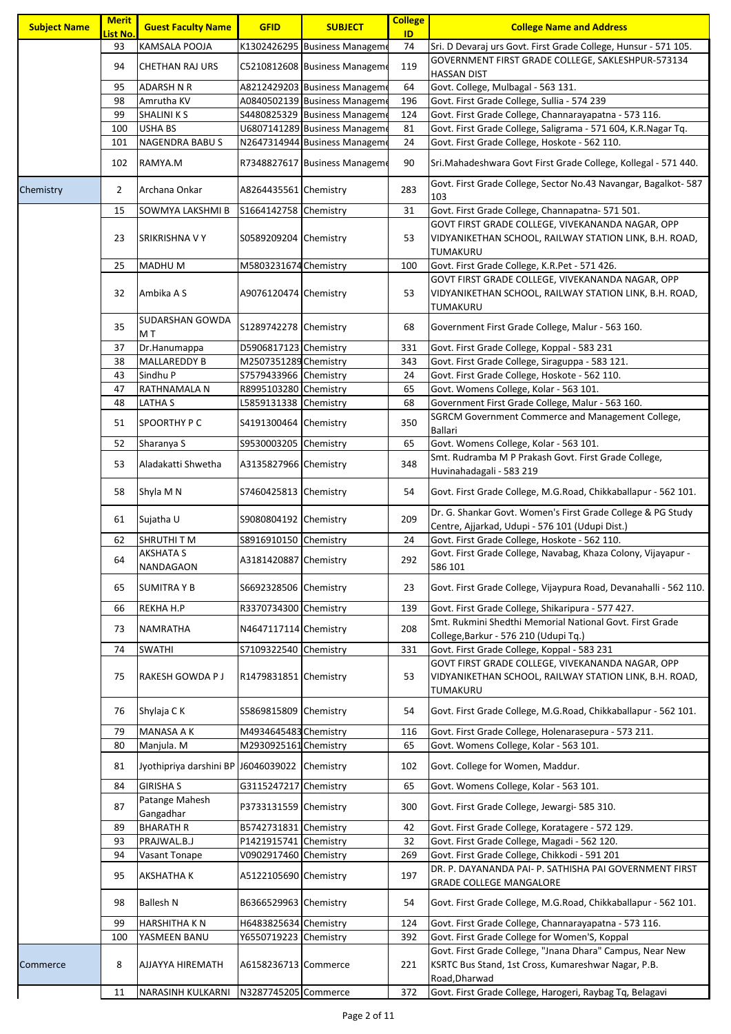| Subject Name | Merit List No. | Guest Faculty Name | GFID | SUBJECT | College ID | College Name and Address |
|---|---|---|---|---|---|---|
| | 93 | KAMSALA POOJA | K1302426295 | Business Manageme | 74 | Sri. D Devaraj urs Govt. First Grade College, Hunsur - 571 105. |
| | 94 | CHETHAN RAJ URS | C5210812608 | Business Manageme | 119 | GOVERNMENT FIRST GRADE COLLEGE, SAKLESHPUR-573134 HASSAN DIST |
| | 95 | ADARSH N R | A8212429203 | Business Manageme | 64 | Govt. College, Mulbagal - 563 131. |
| | 98 | Amrutha KV | A0840502139 | Business Manageme | 196 | Govt. First Grade College, Sullia - 574 239 |
| | 99 | SHALINI K S | S4480825329 | Business Manageme | 124 | Govt. First Grade College, Channarayapatna - 573 116. |
| | 100 | USHA BS | U6807141289 | Business Manageme | 81 | Govt. First Grade College, Saligrama - 571 604, K.R.Nagar Tq. |
| | 101 | NAGENDRA BABU S | N2647314944 | Business Manageme | 24 | Govt. First Grade College, Hoskote - 562 110. |
| | 102 | RAMYA.M | R7348827617 | Business Manageme | 90 | Sri.Mahadeshwara Govt First Grade College, Kollegal - 571 440. |
| Chemistry | 2 | Archana Onkar | A8264435561 | Chemistry | 283 | Govt. First Grade College, Sector No.43 Navangar, Bagalkot- 587 103 |
| | 15 | SOWMYA LAKSHMI B | S1664142758 | Chemistry | 31 | Govt. First Grade College, Channapatna- 571 501. |
| | 23 | SRIKRISHNA V Y | S0589209204 | Chemistry | 53 | GOVT FIRST GRADE COLLEGE, VIVEKANANDA NAGAR, OPP VIDYANIKETHAN SCHOOL, RAILWAY STATION LINK, B.H. ROAD, TUMAKURU |
| | 25 | MADHU M | M5803231674 | Chemistry | 100 | Govt. First Grade College, K.R.Pet - 571 426. |
| | 32 | Ambika A S | A9076120474 | Chemistry | 53 | GOVT FIRST GRADE COLLEGE, VIVEKANANDA NAGAR, OPP VIDYANIKETHAN SCHOOL, RAILWAY STATION LINK, B.H. ROAD, TUMAKURU |
| | 35 | SUDARSHAN GOWDA M T | S1289742278 | Chemistry | 68 | Government First Grade College, Malur - 563 160. |
| | 37 | Dr.Hanumappa | D5906817123 | Chemistry | 331 | Govt. First Grade College, Koppal - 583 231 |
| | 38 | MALLAREDDY B | M2507351289 | Chemistry | 343 | Govt. First Grade College, Siraguppa - 583 121. |
| | 43 | Sindhu P | S7579433966 | Chemistry | 24 | Govt. First Grade College, Hoskote - 562 110. |
| | 47 | RATHNAMALA N | R8995103280 | Chemistry | 65 | Govt. Womens College, Kolar - 563 101. |
| | 48 | LATHA S | L5859131338 | Chemistry | 68 | Government First Grade College, Malur - 563 160. |
| | 51 | SPOORTHY P C | S4191300464 | Chemistry | 350 | SGRCM Government Commerce and Management College, Ballari |
| | 52 | Sharanya S | S9530003205 | Chemistry | 65 | Govt. Womens College, Kolar - 563 101. |
| | 53 | Aladakatti Shwetha | A3135827966 | Chemistry | 348 | Smt. Rudramba M P Prakash Govt. First Grade College, Huvinahadagali - 583 219 |
| | 58 | Shyla M N | S7460425813 | Chemistry | 54 | Govt. First Grade College, M.G.Road, Chikkaballapur - 562 101. |
| | 61 | Sujatha U | S9080804192 | Chemistry | 209 | Dr. G. Shankar Govt. Women's First Grade College & PG Study Centre, Ajjarkad, Udupi - 576 101 (Udupi Dist.) |
| | 62 | SHRUTHI T M | S8916910150 | Chemistry | 24 | Govt. First Grade College, Hoskote - 562 110. |
| | 64 | AKSHATA S NANDAGAON | A3181420887 | Chemistry | 292 | Govt. First Grade College, Navabag, Khaza Colony, Vijayapur - 586 101 |
| | 65 | SUMITRA Y B | S6692328506 | Chemistry | 23 | Govt. First Grade College, Vijaypura Road, Devanahalli - 562 110. |
| | 66 | REKHA H.P | R3370734300 | Chemistry | 139 | Govt. First Grade College, Shikaripura - 577 427. |
| | 73 | NAMRATHA | N4647117114 | Chemistry | 208 | Smt. Rukmini Shedthi Memorial National Govt. First Grade College,Barkur - 576 210 (Udupi Tq.) |
| | 74 | SWATHI | S7109322540 | Chemistry | 331 | Govt. First Grade College, Koppal - 583 231 |
| | 75 | RAKESH GOWDA P J | R1479831851 | Chemistry | 53 | GOVT FIRST GRADE COLLEGE, VIVEKANANDA NAGAR, OPP VIDYANIKETHAN SCHOOL, RAILWAY STATION LINK, B.H. ROAD, TUMAKURU |
| | 76 | Shylaja C K | S5869815809 | Chemistry | 54 | Govt. First Grade College, M.G.Road, Chikkaballapur - 562 101. |
| | 79 | MANASA A K | M4934645483 | Chemistry | 116 | Govt. First Grade College, Holenarasepura - 573 211. |
| | 80 | Manjula. M | M2930925161 | Chemistry | 65 | Govt. Womens College, Kolar - 563 101. |
| | 81 | Jyothipriya darshini BP | J6046039022 | Chemistry | 102 | Govt. College for Women, Maddur. |
| | 84 | GIRISHA S | G3115247217 | Chemistry | 65 | Govt. Womens College, Kolar - 563 101. |
| | 87 | Patange Mahesh Gangadhar | P3733131559 | Chemistry | 300 | Govt. First Grade College, Jewargi- 585 310. |
| | 89 | BHARATH R | B5742731831 | Chemistry | 42 | Govt. First Grade College, Koratagere - 572 129. |
| | 93 | PRAJWAL.B.J | P1421915741 | Chemistry | 32 | Govt. First Grade College, Magadi - 562 120. |
| | 94 | Vasant Tonape | V0902917460 | Chemistry | 269 | Govt. First Grade College, Chikkodi - 591 201 |
| | 95 | AKSHATHA K | A5122105690 | Chemistry | 197 | DR. P. DAYANANDA PAI- P. SATHISHA PAI GOVERNMENT FIRST GRADE COLLEGE MANGALORE |
| | 98 | Ballesh N | B6366529963 | Chemistry | 54 | Govt. First Grade College, M.G.Road, Chikkaballapur - 562 101. |
| | 99 | HARSHITHA K N | H6483825634 | Chemistry | 124 | Govt. First Grade College, Channarayapatna - 573 116. |
| | 100 | YASMEEN BANU | Y6550719223 | Chemistry | 392 | Govt. First Grade College for Women'S, Koppal |
| Commerce | 8 | AJJAYYA HIREMATH | A6158236713 | Commerce | 221 | Govt. First Grade College, "Jnana Dhara" Campus, Near New KSRTC Bus Stand, 1st Cross, Kumareshwar Nagar, P.B. Road,Dharwad |
| | 11 | NARASINH KULKARNI | N3287745205 | Commerce | 372 | Govt. First Grade College, Harogeri, Raybag Tq, Belagavi |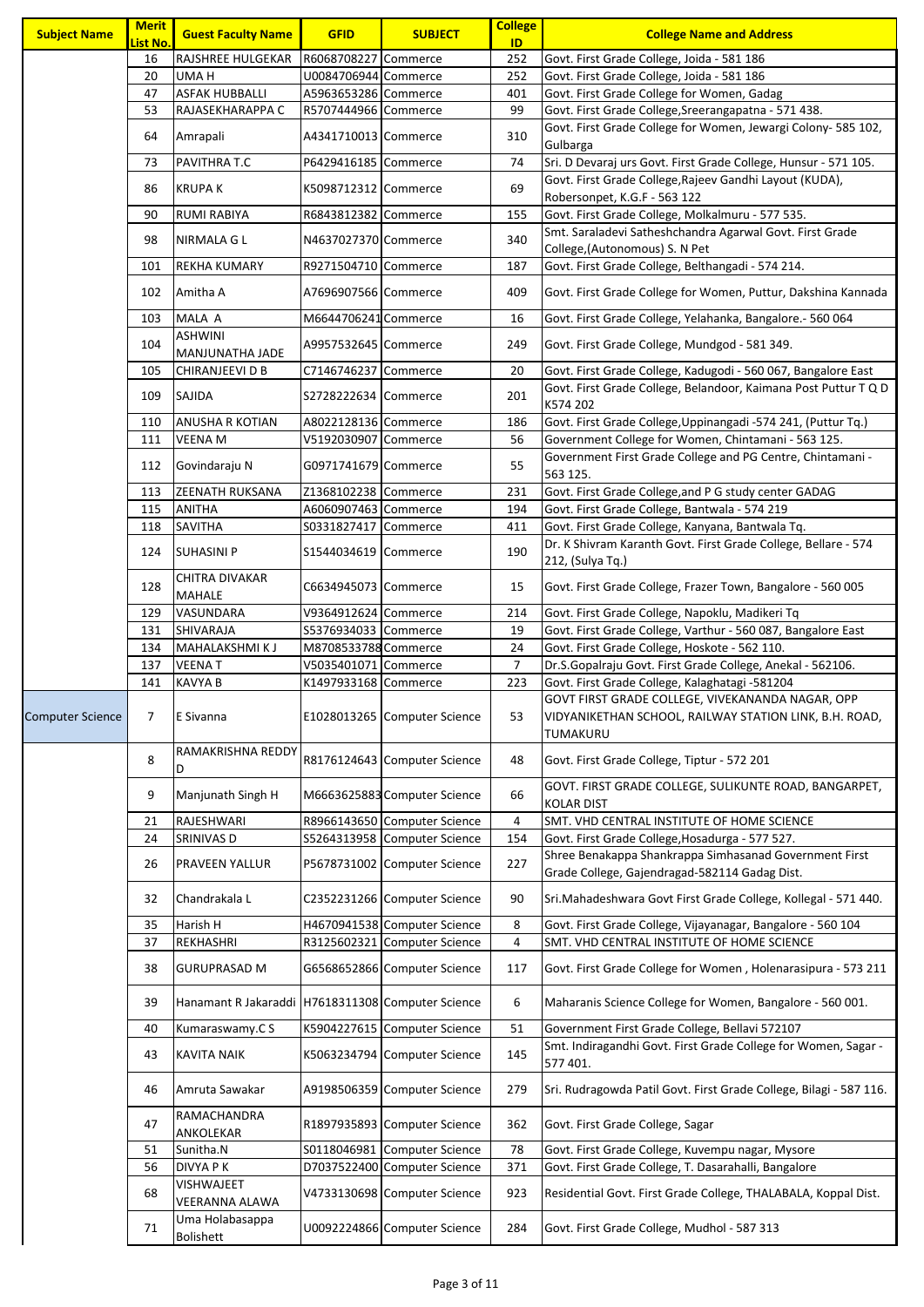| Subject Name | Merit List No. | Guest Faculty Name | GFID | SUBJECT | College ID | College Name and Address |
|---|---|---|---|---|---|---|
| | 16 | RAJSHREE HULGEKAR | R6068708227 | Commerce | 252 | Govt. First Grade College, Joida - 581 186 |
| | 20 | UMA H | U0084706944 | Commerce | 252 | Govt. First Grade College, Joida - 581 186 |
| | 47 | ASFAK HUBBALLI | A5963653286 | Commerce | 401 | Govt. First Grade College for Women, Gadag |
| | 53 | RAJASEKHARAPPA C | R5707444966 | Commerce | 99 | Govt. First Grade College,Sreerangapatna - 571 438. |
| | 64 | Amrapali | A4341710013 | Commerce | 310 | Govt. First Grade College for Women, Jewargi Colony- 585 102, Gulbarga |
| | 73 | PAVITHRA T.C | P6429416185 | Commerce | 74 | Sri. D Devaraj urs Govt. First Grade College, Hunsur - 571 105. |
| | 86 | KRUPA K | K5098712312 | Commerce | 69 | Govt. First Grade College,Rajeev Gandhi Layout (KUDA), Robersonpet, K.G.F - 563 122 |
| | 90 | RUMI RABIYA | R6843812382 | Commerce | 155 | Govt. First Grade College, Molkalmuru - 577 535. |
| | 98 | NIRMALA G L | N4637027370 | Commerce | 340 | Smt. Saraladevi Satheshchandra Agarwal Govt. First Grade College,(Autonomous) S. N Pet |
| | 101 | REKHA KUMARY | R9271504710 | Commerce | 187 | Govt. First Grade College, Belthangadi - 574 214. |
| | 102 | Amitha A | A7696907566 | Commerce | 409 | Govt. First Grade College for Women, Puttur, Dakshina Kannada |
| | 103 | MALA A | M6644706241 | Commerce | 16 | Govt. First Grade College, Yelahanka, Bangalore.- 560 064 |
| | 104 | ASHWINI MANJUNATHA JADE | A9957532645 | Commerce | 249 | Govt. First Grade College, Mundgod - 581 349. |
| | 105 | CHIRANJEEVI D B | C7146746237 | Commerce | 20 | Govt. First Grade College, Kadugodi - 560 067, Bangalore East |
| | 109 | SAJIDA | S2728222634 | Commerce | 201 | Govt. First Grade College, Belandoor, Kaimana Post Puttur T Q D K574 202 |
| | 110 | ANUSHA R KOTIAN | A8022128136 | Commerce | 186 | Govt. First Grade College,Uppinangadi -574 241, (Puttur Tq.) |
| | 111 | VEENA M | V5192030907 | Commerce | 56 | Government College for Women, Chintamani - 563 125. |
| | 112 | Govindaraju N | G0971741679 | Commerce | 55 | Government First Grade College and PG Centre, Chintamani - 563 125. |
| | 113 | ZEENATH RUKSANA | Z1368102238 | Commerce | 231 | Govt. First Grade College,and P G study center GADAG |
| | 115 | ANITHA | A6060907463 | Commerce | 194 | Govt. First Grade College, Bantwala - 574 219 |
| | 118 | SAVITHA | S0331827417 | Commerce | 411 | Govt. First Grade College, Kanyana, Bantwala Tq. |
| | 124 | SUHASINI P | S1544034619 | Commerce | 190 | Dr. K Shivram Karanth Govt. First Grade College, Bellare - 574 212, (Sulya Tq.) |
| | 128 | CHITRA DIVAKAR MAHALE | C6634945073 | Commerce | 15 | Govt. First Grade College, Frazer Town, Bangalore - 560 005 |
| | 129 | VASUNDARA | V9364912624 | Commerce | 214 | Govt. First Grade College, Napoklu, Madikeri Tq |
| | 131 | SHIVARAJA | S5376934033 | Commerce | 19 | Govt. First Grade College, Varthur - 560 087, Bangalore East |
| | 134 | MAHALAKSHMI K J | M8708533788 | Commerce | 24 | Govt. First Grade College, Hoskote - 562 110. |
| | 137 | VEENA T | V5035401071 | Commerce | 7 | Dr.S.Gopalraju Govt. First Grade College, Anekal - 562106. |
| | 141 | KAVYA B | K1497933168 | Commerce | 223 | Govt. First Grade College, Kalaghatagi -581204 |
| Computer Science | 7 | E Sivanna | E1028013265 | Computer Science | 53 | GOVT FIRST GRADE COLLEGE, VIVEKANANDA NAGAR, OPP VIDYANIKETHAN SCHOOL, RAILWAY STATION LINK, B.H. ROAD, TUMAKURU |
| | 8 | RAMAKRISHNA REDDY D | R8176124643 | Computer Science | 48 | Govt. First Grade College, Tiptur - 572 201 |
| | 9 | Manjunath Singh H | M6663625883 | Computer Science | 66 | GOVT. FIRST GRADE COLLEGE, SULIKUNTE ROAD, BANGARPET, KOLAR DIST |
| | 21 | RAJESHWARI | R8966143650 | Computer Science | 4 | SMT. VHD CENTRAL INSTITUTE OF HOME SCIENCE |
| | 24 | SRINIVAS D | S5264313958 | Computer Science | 154 | Govt. First Grade College,Hosadurga - 577 527. |
| | 26 | PRAVEEN YALLUR | P5678731002 | Computer Science | 227 | Shree Benakappa Shankrappa Simhasanad Government First Grade College, Gajendragad-582114 Gadag Dist. |
| | 32 | Chandrakala L | C2352231266 | Computer Science | 90 | Sri.Mahadeshwara Govt First Grade College, Kollegal - 571 440. |
| | 35 | Harish H | H4670941538 | Computer Science | 8 | Govt. First Grade College, Vijayanagar, Bangalore - 560 104 |
| | 37 | REKHASHRI | R3125602321 | Computer Science | 4 | SMT. VHD CENTRAL INSTITUTE OF HOME SCIENCE |
| | 38 | GURUPRASAD M | G6568652866 | Computer Science | 117 | Govt. First Grade College for Women , Holenarasipura - 573 211 |
| | 39 | Hanamant R Jakaraddi | H7618311308 | Computer Science | 6 | Maharanis Science College for Women, Bangalore - 560 001. |
| | 40 | Kumaraswamy.C S | K5904227615 | Computer Science | 51 | Government First Grade College, Bellavi 572107 |
| | 43 | KAVITA NAIK | K5063234794 | Computer Science | 145 | Smt. Indiragandhi Govt. First Grade College for Women, Sagar - 577 401. |
| | 46 | Amruta Sawakar | A9198506359 | Computer Science | 279 | Sri. Rudragowda Patil Govt. First Grade College, Bilagi - 587 116. |
| | 47 | RAMACHANDRA ANKOLEKAR | R1897935893 | Computer Science | 362 | Govt. First Grade College, Sagar |
| | 51 | Sunitha.N | S0118046981 | Computer Science | 78 | Govt. First Grade College, Kuvempu nagar, Mysore |
| | 56 | DIVYA P K | D7037522400 | Computer Science | 371 | Govt. First Grade College, T. Dasarahalli, Bangalore |
| | 68 | VISHWAJEET VEERANNA ALAWA | V4733130698 | Computer Science | 923 | Residential Govt. First Grade College, THALABALA, Koppal Dist. |
| | 71 | Uma Holabasappa Bolishett | U0092224866 | Computer Science | 284 | Govt. First Grade College, Mudhol - 587 313 |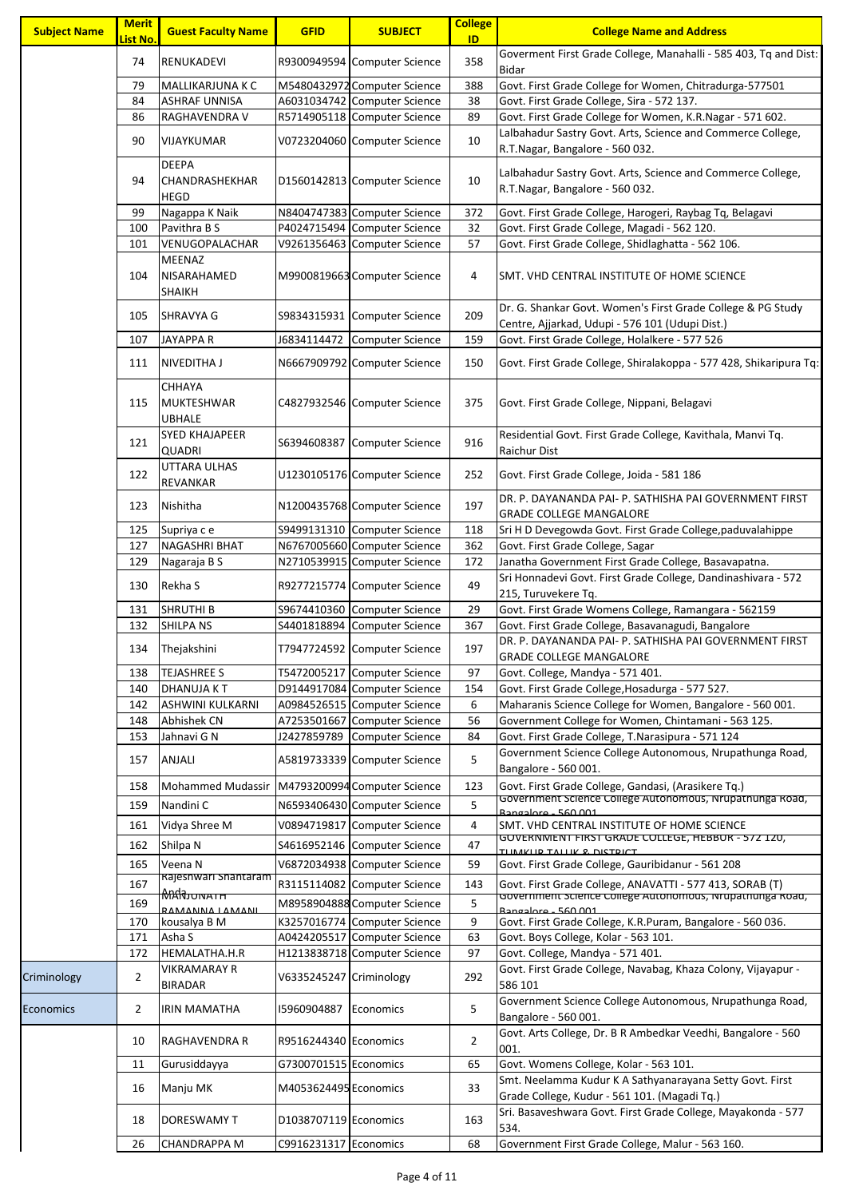| Subject Name | Merit List No. | Guest Faculty Name | GFID | SUBJECT | College ID | College Name and Address |
|---|---|---|---|---|---|---|
| | 74 | RENUKADEVI | R9300949594 | Computer Science | 358 | Goverment First Grade College, Manahalli - 585 403, Tq and Dist: Bidar |
| | 79 | MALLIKARJUNA K C | M5480432972 | Computer Science | 388 | Govt. First Grade College for Women, Chitradurga-577501 |
| | 84 | ASHRAF UNNISA | A6031034742 | Computer Science | 38 | Govt. First Grade College, Sira - 572 137. |
| | 86 | RAGHAVENDRA V | R5714905118 | Computer Science | 89 | Govt. First Grade College for Women, K.R.Nagar - 571 602. |
| | 90 | VIJAYKUMAR | V0723204060 | Computer Science | 10 | Lalbahadur Sastry Govt. Arts, Science and Commerce College, R.T.Nagar, Bangalore - 560 032. |
| | 94 | DEEPA CHANDRASHEKHAR HEGD | D1560142813 | Computer Science | 10 | Lalbahadur Sastry Govt. Arts, Science and Commerce College, R.T.Nagar, Bangalore - 560 032. |
| | 99 | Nagappa K Naik | N8404747383 | Computer Science | 372 | Govt. First Grade College, Harogeri, Raybag Tq, Belagavi |
| | 100 | Pavithra B S | P4024715494 | Computer Science | 32 | Govt. First Grade College, Magadi - 562 120. |
| | 101 | VENUGOPALACHAR | V9261356463 | Computer Science | 57 | Govt. First Grade College, Shidlaghatta - 562 106. |
| | 104 | MEENAZ NISARAHAMED SHAIKH | M9900819663 | Computer Science | 4 | SMT. VHD CENTRAL INSTITUTE OF HOME SCIENCE |
| | 105 | SHRAVYA G | S9834315931 | Computer Science | 209 | Dr. G. Shankar Govt. Women's First Grade College & PG Study Centre, Ajjarkad, Udupi - 576 101 (Udupi Dist.) |
| | 107 | JAYAPPA R | J6834114472 | Computer Science | 159 | Govt. First Grade College, Holalkere - 577 526 |
| | 111 | NIVEDITHA J | N6667909792 | Computer Science | 150 | Govt. First Grade College, Shiralakoppa - 577 428, Shikaripura Tq: |
| | 115 | CHHAYA MUKTESHWAR UBHALE | C4827932546 | Computer Science | 375 | Govt. First Grade College, Nippani, Belagavi |
| | 121 | SYED KHAJAPEER QUADRI | S6394608387 | Computer Science | 916 | Residential Govt. First Grade College, Kavithala, Manvi Tq. Raichur Dist |
| | 122 | UTTARA ULHAS REVANKAR | U1230105176 | Computer Science | 252 | Govt. First Grade College, Joida - 581 186 |
| | 123 | Nishitha | N1200435768 | Computer Science | 197 | DR. P. DAYANANDA PAI- P. SATHISHA PAI GOVERNMENT FIRST GRADE COLLEGE MANGALORE |
| | 125 | Supriya c e | S9499131310 | Computer Science | 118 | Sri H D Devegowda Govt. First Grade College,paduvalahippe |
| | 127 | NAGASHRI BHAT | N6767005660 | Computer Science | 362 | Govt. First Grade College, Sagar |
| | 129 | Nagaraja B S | N2710539915 | Computer Science | 172 | Janatha Government First Grade College, Basavapatna. |
| | 130 | Rekha S | R9277215774 | Computer Science | 49 | Sri Honnadevi Govt. First Grade College, Dandinashivara - 572 215, Turuvekere Tq. |
| | 131 | SHRUTHI B | S9674410360 | Computer Science | 29 | Govt. First Grade Womens College, Ramangara - 562159 |
| | 132 | SHILPA NS | S4401818894 | Computer Science | 367 | Govt. First Grade College, Basavanagudi, Bangalore |
| | 134 | Thejakshini | T7947724592 | Computer Science | 197 | DR. P. DAYANANDA PAI- P. SATHISHA PAI GOVERNMENT FIRST GRADE COLLEGE MANGALORE |
| | 138 | TEJASHREE S | T5472005217 | Computer Science | 97 | Govt. College, Mandya - 571 401. |
| | 140 | DHANUJA K T | D9144917084 | Computer Science | 154 | Govt. First Grade College,Hosadurga - 577 527. |
| | 142 | ASHWINI KULKARNI | A0984526515 | Computer Science | 6 | Maharanis Science College for Women, Bangalore - 560 001. |
| | 148 | Abhishek CN | A7253501667 | Computer Science | 56 | Government College for Women, Chintamani - 563 125. |
| | 153 | Jahnavi G N | J2427859789 | Computer Science | 84 | Govt. First Grade College, T.Narasipura - 571 124 |
| | 157 | ANJALI | A5819733339 | Computer Science | 5 | Government Science College Autonomous, Nrupathunga Road, Bangalore - 560 001. |
| | 158 | Mohammed Mudassir | M4793200994 | Computer Science | 123 | Govt. First Grade College, Gandasi, (Arasikere Tq.) |
| | 159 | Nandini C | N6593406430 | Computer Science | 5 | Government Science College Autonomous, Nrupathunga Road, Bangalore - 560 001. |
| | 161 | Vidya Shree M | V0894719817 | Computer Science | 4 | SMT. VHD CENTRAL INSTITUTE OF HOME SCIENCE |
| | 162 | Shilpa N | S4616952146 | Computer Science | 47 | GOVERNMENT FIRST GRADE COLLEGE, HEBBUR - 572 120, TUMKUR TALUK & DISTRICT |
| | 165 | Veena N | V6872034938 | Computer Science | 59 | Govt. First Grade College, Gauribidanur - 561 208 |
| | 167 | Rajeshwari Shantaram Anda | R3115114082 | Computer Science | 143 | Govt. First Grade College, ANAVATTI - 577 413, SORAB (T) |
| | 169 | MANJUNATH RAMANNA LAMANI | M8958904888 | Computer Science | 5 | Government Science College Autonomous, Nrupathunga Road, Bangalore - 560 001. |
| | 170 | kousalya B M | K3257016774 | Computer Science | 9 | Govt. First Grade College, K.R.Puram, Bangalore - 560 036. |
| | 171 | Asha S | A0424205517 | Computer Science | 63 | Govt. Boys College, Kolar - 563 101. |
| | 172 | HEMALATHA.H.R | H1213838718 | Computer Science | 97 | Govt. College, Mandya - 571 401. |
| Criminology | 2 | VIKRAMARAY R BIRADAR | V6335245247 | Criminology | 292 | Govt. First Grade College, Navabag, Khaza Colony, Vijayapur - 586 101 |
| Economics | 2 | IRIN MAMATHA | I5960904887 | Economics | 5 | Government Science College Autonomous, Nrupathunga Road, Bangalore - 560 001. |
| | 10 | RAGHAVENDRA R | R9516244340 | Economics | 2 | Govt. Arts College, Dr. B R Ambedkar Veedhi, Bangalore - 560 001. |
| | 11 | Gurusiddayya | G7300701515 | Economics | 65 | Govt. Womens College, Kolar - 563 101. |
| | 16 | Manju MK | M4053624495 | Economics | 33 | Smt. Neelamma Kudur K A Sathyanarayana Setty Govt. First Grade College, Kudur - 561 101. (Magadi Tq.) |
| | 18 | DORESWAMY T | D1038707119 | Economics | 163 | Sri. Basaveshwara Govt. First Grade College, Mayakonda - 577 534. |
| | 26 | CHANDRAPPA M | C9916231317 | Economics | 68 | Government First Grade College, Malur - 563 160. |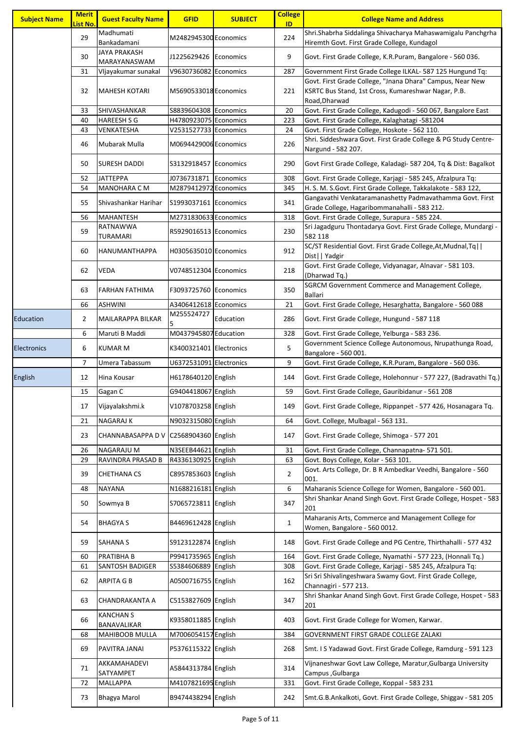| Subject Name | Merit List No. | Guest Faculty Name | GFID | SUBJECT | College ID | College Name and Address |
|---|---|---|---|---|---|---|
| | 29 | Madhumati Bankadamani | M2482945300 | Economics | 224 | Shri.Shabrha Siddalinga Shivacharya Mahaswamigalu Panchgrha Hiremth Govt. First Grade College, Kundagol |
| | 30 | JAYA PRAKASH MARAYANASWAM | J1225629426 | Economics | 9 | Govt. First Grade College, K.R.Puram, Bangalore - 560 036. |
| | 31 | VIjayakumar sunakal | V9630736082 | Economics | 287 | Government First Grade College ILKAL- 587 125 Hungund Tq: |
| | 32 | MAHESH KOTARI | M5690533018 | Economics | 221 | Govt. First Grade College, "Jnana Dhara" Campus, Near New KSRTC Bus Stand, 1st Cross, Kumareshwar Nagar, P.B. Road,Dharwad |
| | 33 | SHIVASHANKAR | S8839604308 | Economics | 20 | Govt. First Grade College, Kadugodi - 560 067, Bangalore East |
| | 40 | HAREESH S G | H4780923075 | Economics | 223 | Govt. First Grade College, Kalaghatagi -581204 |
| | 43 | VENKATESHA | V2531527733 | Economics | 24 | Govt. First Grade College, Hoskote - 562 110. |
| | 46 | Mubarak Mulla | M0694429006 | Economics | 226 | Shri. Siddeshwara Govt. First Grade College & PG Study Centre-Nargund - 582 207. |
| | 50 | SURESH DADDI | S3132918457 | Economics | 290 | Govt First Grade College, Kaladagi- 587 204, Tq & Dist: Bagalkot |
| | 52 | JATTEPPA | J0736731871 | Economics | 308 | Govt. First Grade College, Karjagi - 585 245, Afzalpura Tq: |
| | 54 | MANOHARA C M | M2879412972 | Economics | 345 | H. S. M. S.Govt. First Grade College, Takkalakote - 583 122, |
| | 55 | Shivashankar Harihar | S1993037161 | Economics | 341 | Gangavathi Venkataramanashetty Padmavathamma Govt. First Grade College, Hagaribommanahalli - 583 212. |
| | 56 | MAHANTESH | M2731830633 | Economics | 318 | Govt. First Grade College, Surapura - 585 224. |
| | 59 | RATNAWWA TURAMARI | R5929016513 | Economics | 230 | Sri Jagadguru Thontadarya Govt. First Grade College, Mundargi - 582 118 |
| | 60 | HANUMANTHAPPA | H0305635010 | Economics | 912 | SC/ST Residential Govt. First Grade College,At,Mudnal,Tq\|\| Dist\|\| Yadgir |
| | 62 | VEDA | V0748512304 | Economics | 218 | Govt. First Grade College, Vidyanagar, Alnavar - 581 103. (Dharwad Tq.) |
| | 63 | FARHAN FATHIMA | F3093725760 | Economics | 350 | SGRCM Government Commerce and Management College, Ballari |
| | 66 | ASHWINI | A3406412618 | Economics | 21 | Govt. First Grade College, Hesarghatta, Bangalore - 560 088 |
| Education | 2 | MAILARAPPA BILKAR | M2555247275 | Education | 286 | Govt. First Grade College, Hungund - 587 118 |
| | 6 | Maruti B Maddi | M0437945807 | Education | 328 | Govt. First Grade College, Yelburga - 583 236. |
| Electronics | 6 | KUMAR M | K3400321401 | Electronics | 5 | Government Science College Autonomous, Nrupathunga Road, Bangalore - 560 001. |
| | 7 | Umera Tabassum | U6372531091 | Electronics | 9 | Govt. First Grade College, K.R.Puram, Bangalore - 560 036. |
| English | 12 | Hina Kousar | H6178640120 | English | 144 | Govt. First Grade College, Holehonnur - 577 227, (Badravathi Tq.) |
| | 15 | Gagan C | G9404418067 | English | 59 | Govt. First Grade College, Gauribidanur - 561 208 |
| | 17 | Vijayalakshmi.k | V1078703258 | English | 149 | Govt. First Grade College, Rippanpet - 577 426, Hosanagara Tq. |
| | 21 | NAGARAJ K | N9032315080 | English | 64 | Govt. College, Mulbagal - 563 131. |
| | 23 | CHANNABASAPPA D V | C2568904360 | English | 147 | Govt. First Grade College, Shimoga - 577 201 |
| | 26 | NAGARAJU M | N3SEEB44621 | English | 31 | Govt. First Grade College, Channapatna- 571 501. |
| | 29 | RAVINDRA PRASAD B | R4336130925 | English | 63 | Govt. Boys College, Kolar - 563 101. |
| | 39 | CHETHANA CS | C8957853603 | English | 2 | Govt. Arts College, Dr. B R Ambedkar Veedhi, Bangalore - 560 001. |
| | 48 | NAYANA | N1688216181 | English | 6 | Maharanis Science College for Women, Bangalore - 560 001. |
| | 50 | Sowmya B | S7065723811 | English | 347 | Shri Shankar Anand Singh Govt. First Grade College, Hospet - 583 201 |
| | 54 | BHAGYA S | B4469612428 | English | 1 | Maharanis Arts, Commerce and Management College for Women, Bangalore - 560 0012. |
| | 59 | SAHANA S | S9123122874 | English | 148 | Govt. First Grade College and PG Centre, Thirthahalli - 577 432 |
| | 60 | PRATIBHA B | P9941735965 | English | 164 | Govt. First Grade College, Nyamathi - 577 223, (Honnali Tq.) |
| | 61 | SANTOSH BADIGER | S5384606889 | English | 308 | Govt. First Grade College, Karjagi - 585 245, Afzalpura Tq: |
| | 62 | ARPITA G B | A0500716755 | English | 162 | Sri Sri Shivalingeshwara Swamy Govt. First Grade College, Channagiri - 577 213. |
| | 63 | CHANDRAKANTA A | C5153827609 | English | 347 | Shri Shankar Anand Singh Govt. First Grade College, Hospet - 583 201 |
| | 66 | KANCHAN S BANAVALIKAR | K9358011885 | English | 403 | Govt. First Grade College for Women, Karwar. |
| | 68 | MAHIBOOB MULLA | M7006054157 | English | 384 | GOVERNMENT FIRST GRADE COLLEGE ZALAKI |
| | 69 | PAVITRA JANAI | P5376115322 | English | 268 | Smt. I S Yadawad Govt. First Grade College, Ramdurg - 591 123 |
| | 71 | AKKAMAHADEVI SATYAMPET | A5844313784 | English | 314 | Vijnaneshwar Govt Law College, Maratur,Gulbarga University Campus ,Gulbarga |
| | 72 | MALLAPPA | M4107821695 | English | 331 | Govt. First Grade College, Koppal - 583 231 |
| | 73 | Bhagya Marol | B9474438294 | English | 242 | Smt.G.B.Ankalkoti, Govt. First Grade College, Shiggav - 581 205 |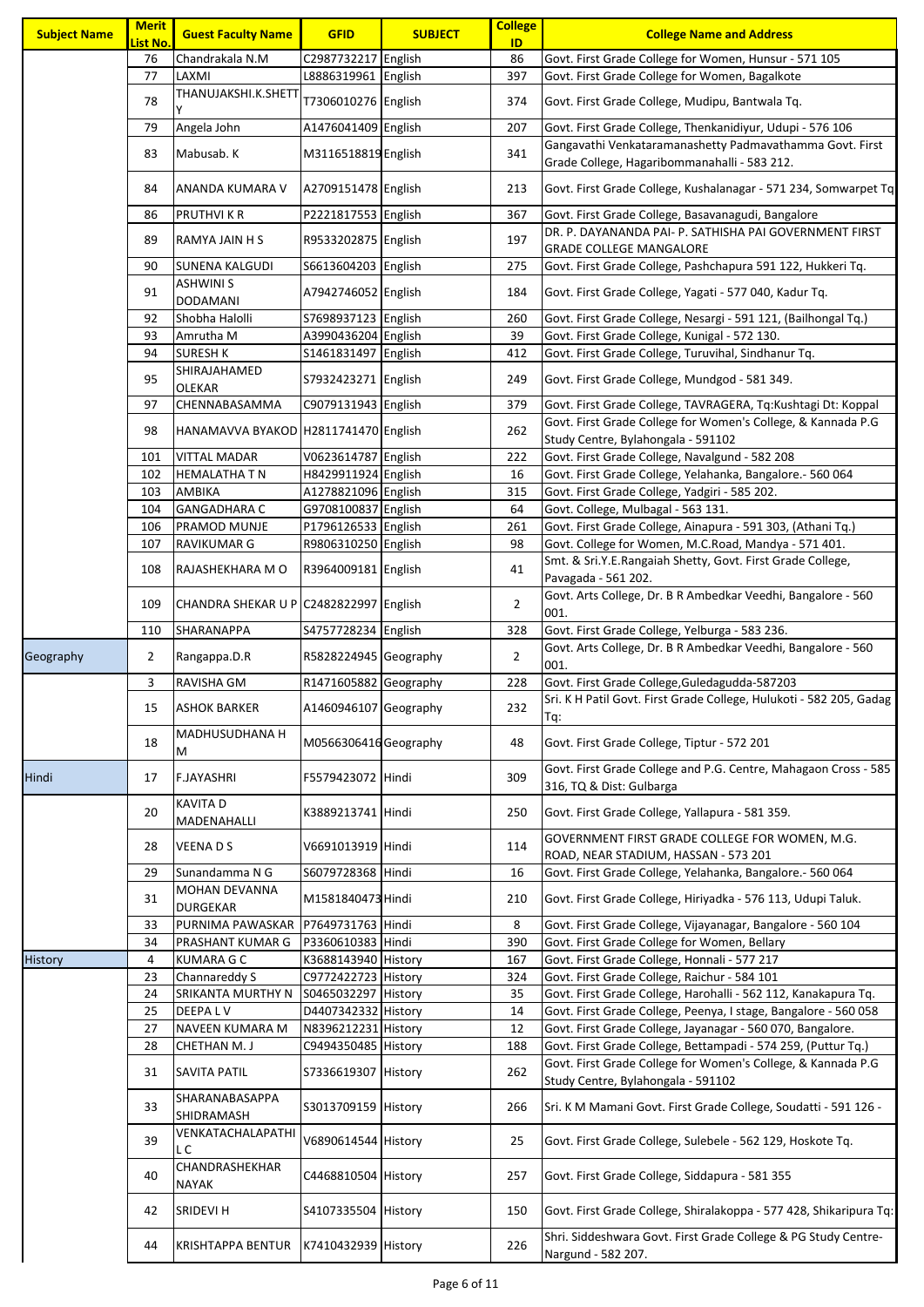| Subject Name | Merit List No. | Guest Faculty Name | GFID | SUBJECT | College ID | College Name and Address |
|---|---|---|---|---|---|---|
| | 76 | Chandrakala N.M | C2987732217 | English | 86 | Govt. First Grade College for Women, Hunsur - 571 105 |
| | 77 | LAXMI | L8886319961 | English | 397 | Govt. First Grade College for Women, Bagalkote |
| | 78 | THANUJAKSHI.K.SHETTY | T7306010276 | English | 374 | Govt. First Grade College, Mudipu, Bantwala Tq. |
| | 79 | Angela John | A1476041409 | English | 207 | Govt. First Grade College, Thenkanidiyur, Udupi - 576 106 |
| | 83 | Mabusab. K | M3116518819 | English | 341 | Gangavathi Venkataramanashetty Padmavathamma Govt. First Grade College, Hagaribommanahalli - 583 212. |
| | 84 | ANANDA KUMARA V | A2709151478 | English | 213 | Govt. First Grade College, Kushalanagar - 571 234, Somwarpet Tq |
| | 86 | PRUTHVI K R | P2221817553 | English | 367 | Govt. First Grade College, Basavanagudi, Bangalore |
| | 89 | RAMYA JAIN H S | R9533202875 | English | 197 | DR. P. DAYANANDA PAI- P. SATHISHA PAI GOVERNMENT FIRST GRADE COLLEGE MANGALORE |
| | 90 | SUNENA KALGUDI | S6613604203 | English | 275 | Govt. First Grade College, Pashchapura 591 122, Hukkeri Tq. |
| | 91 | ASHWINI S DODAMANI | A7942746052 | English | 184 | Govt. First Grade College, Yagati - 577 040, Kadur Tq. |
| | 92 | Shobha Halolli | S7698937123 | English | 260 | Govt. First Grade College, Nesargi - 591 121, (Bailhongal Tq.) |
| | 93 | Amrutha M | A3990436204 | English | 39 | Govt. First Grade College, Kunigal - 572 130. |
| | 94 | SURESH K | S1461831497 | English | 412 | Govt. First Grade College, Turuvihal, Sindhanur Tq. |
| | 95 | SHIRAJAHAMED OLEKAR | S7932423271 | English | 249 | Govt. First Grade College, Mundgod - 581 349. |
| | 97 | CHENNABASAMMA | C9079131943 | English | 379 | Govt. First Grade College, TAVRAGERA, Tq:Kushtagi Dt: Koppal |
| | 98 | HANAMAVVA BYAKOD | H2811741470 | English | 262 | Govt. First Grade College for Women's College, & Kannada P.G Study Centre, Bylahongala - 591102 |
| | 101 | VITTAL MADAR | V0623614787 | English | 222 | Govt. First Grade College, Navalgund - 582 208 |
| | 102 | HEMALATHA T N | H8429911924 | English | 16 | Govt. First Grade College, Yelahanka, Bangalore.- 560 064 |
| | 103 | AMBIKA | A1278821096 | English | 315 | Govt. First Grade College, Yadgiri - 585 202. |
| | 104 | GANGADHARA C | G9708100837 | English | 64 | Govt. College, Mulbagal - 563 131. |
| | 106 | PRAMOD MUNJE | P1796126533 | English | 261 | Govt. First Grade College, Ainapura - 591 303, (Athani Tq.) |
| | 107 | RAVIKUMAR G | R9806310250 | English | 98 | Govt. College for Women, M.C.Road, Mandya - 571 401. |
| | 108 | RAJASHEKHARA M O | R3964009181 | English | 41 | Smt. & Sri.Y.E.Rangaiah Shetty, Govt. First Grade College, Pavagada - 561 202. |
| | 109 | CHANDRA SHEKAR U P | C2482822997 | English | 2 | Govt. Arts College, Dr. B R Ambedkar Veedhi, Bangalore - 560 001. |
| | 110 | SHARANAPPA | S4757728234 | English | 328 | Govt. First Grade College, Yelburga - 583 236. |
| Geography | 2 | Rangappa.D.R | R5828224945 | Geography | 2 | Govt. Arts College, Dr. B R Ambedkar Veedhi, Bangalore - 560 001. |
| | 3 | RAVISHA GM | R1471605882 | Geography | 228 | Govt. First Grade College,Guledagudda-587203 |
| | 15 | ASHOK BARKER | A1460946107 | Geography | 232 | Sri. K H Patil Govt. First Grade College, Hulukoti - 582 205, Gadag Tq: |
| | 18 | MADHUSUDHANA H M | M0566306416 | Geography | 48 | Govt. First Grade College, Tiptur - 572 201 |
| Hindi | 17 | F.JAYASHRI | F5579423072 | Hindi | 309 | Govt. First Grade College and P.G. Centre, Mahagaon Cross - 585 316, TQ & Dist: Gulbarga |
| | 20 | KAVITA D MADENAHALLI | K3889213741 | Hindi | 250 | Govt. First Grade College, Yallapura - 581 359. |
| | 28 | VEENA D S | V6691013919 | Hindi | 114 | GOVERNMENT FIRST GRADE COLLEGE FOR WOMEN, M.G. ROAD, NEAR STADIUM, HASSAN - 573 201 |
| | 29 | Sunandamma N G | S6079728368 | Hindi | 16 | Govt. First Grade College, Yelahanka, Bangalore.- 560 064 |
| | 31 | MOHAN DEVANNA DURGEKAR | M1581840473 | Hindi | 210 | Govt. First Grade College, Hiriyadka - 576 113, Udupi Taluk. |
| | 33 | PURNIMA PAWASKAR | P7649731763 | Hindi | 8 | Govt. First Grade College, Vijayanagar, Bangalore - 560 104 |
| | 34 | PRASHANT KUMAR G | P3360610383 | Hindi | 390 | Govt. First Grade College for Women, Bellary |
| History | 4 | KUMARA G C | K3688143940 | History | 167 | Govt. First Grade College, Honnali - 577 217 |
| | 23 | Channareddy S | C9772422723 | History | 324 | Govt. First Grade College, Raichur - 584 101 |
| | 24 | SRIKANTA MURTHY N | S0465032297 | History | 35 | Govt. First Grade College, Harohalli - 562 112, Kanakapura Tq. |
| | 25 | DEEPA L V | D4407342332 | History | 14 | Govt. First Grade College, Peenya, I stage, Bangalore - 560 058 |
| | 27 | NAVEEN KUMARA M | N8396212231 | History | 12 | Govt. First Grade College, Jayanagar - 560 070, Bangalore. |
| | 28 | CHETHAN M. J | C9494350485 | History | 188 | Govt. First Grade College, Bettampadi - 574 259, (Puttur Tq.) |
| | 31 | SAVITA PATIL | S7336619307 | History | 262 | Govt. First Grade College for Women's College, & Kannada P.G Study Centre, Bylahongala - 591102 |
| | 33 | SHARANABASAPPA SHIDRAMASH | S3013709159 | History | 266 | Sri. K M Mamani Govt. First Grade College, Soudatti - 591 126 - |
| | 39 | VENKATACHALAPATHI L C | V6890614544 | History | 25 | Govt. First Grade College, Sulebele - 562 129, Hoskote Tq. |
| | 40 | CHANDRASHEKHAR NAYAK | C4468810504 | History | 257 | Govt. First Grade College, Siddapura - 581 355 |
| | 42 | SRIDEVI H | S4107335504 | History | 150 | Govt. First Grade College, Shiralakoppa - 577 428, Shikaripura Tq: |
| | 44 | KRISHTAPPA BENTUR | K7410432939 | History | 226 | Shri. Siddeshwara Govt. First Grade College & PG Study Centre- Nargund - 582 207. |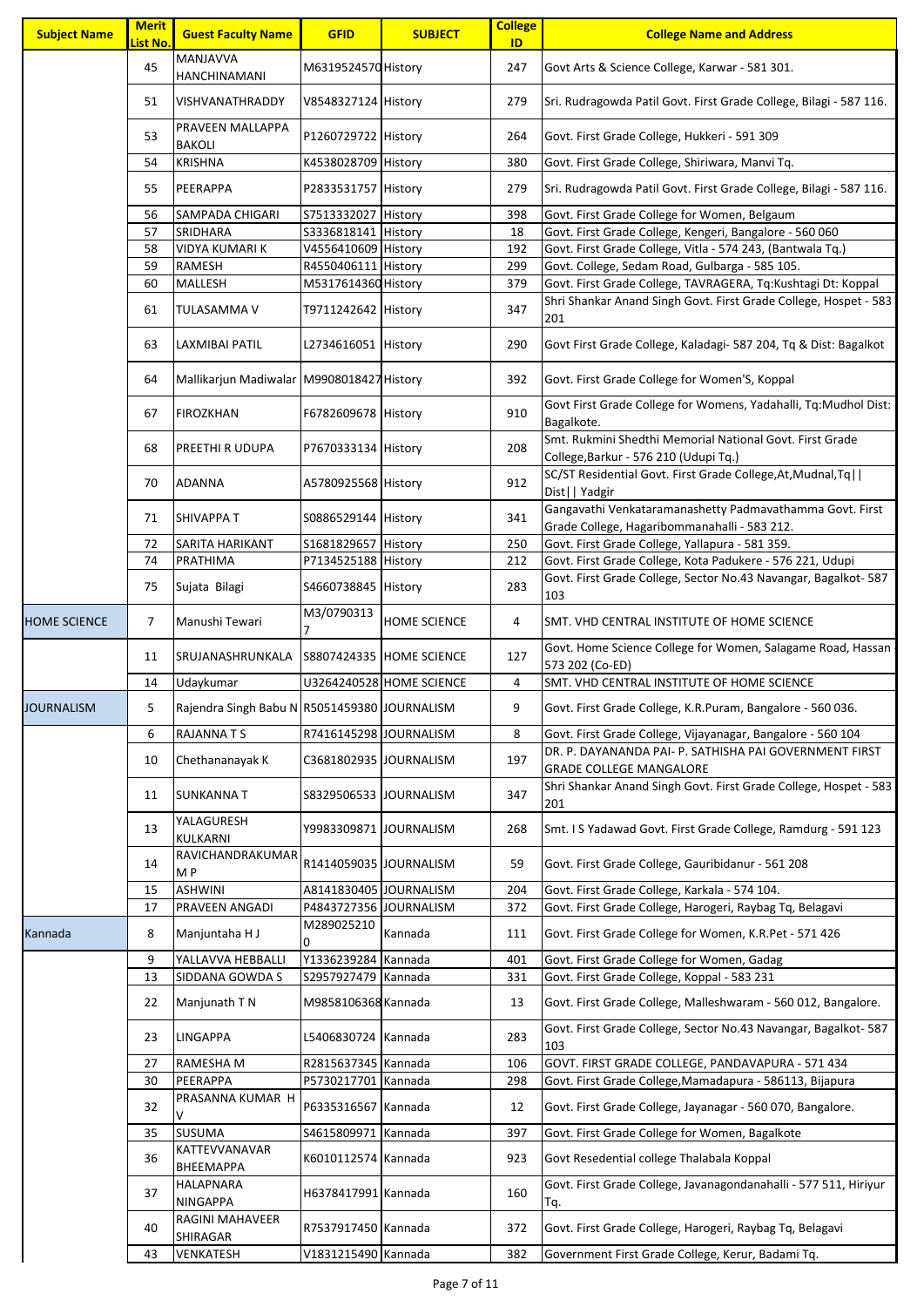| Subject Name | Merit List No. | Guest Faculty Name | GFID | SUBJECT | College ID | College Name and Address |
|---|---|---|---|---|---|---|
| | 45 | MANJAVVA HANCHINAMANI | M6319524570 | History | 247 | Govt Arts & Science College, Karwar - 581 301. |
| | 51 | VISHVANATHRADDY | V8548327124 | History | 279 | Sri. Rudragowda Patil Govt. First Grade College, Bilagi - 587 116. |
| | 53 | PRAVEEN MALLAPPA BAKOLI | P1260729722 | History | 264 | Govt. First Grade College, Hukkeri - 591 309 |
| | 54 | KRISHNA | K4538028709 | History | 380 | Govt. First Grade College, Shiriwara, Manvi Tq. |
| | 55 | PEERAPPA | P2833531757 | History | 279 | Sri. Rudragowda Patil Govt. First Grade College, Bilagi - 587 116. |
| | 56 | SAMPADA CHIGARI | S7513332027 | History | 398 | Govt. First Grade College for Women, Belgaum |
| | 57 | SRIDHARA | S3336818141 | History | 18 | Govt. First Grade College, Kengeri, Bangalore - 560 060 |
| | 58 | VIDYA KUMARI K | V4556410609 | History | 192 | Govt. First Grade College, Vitla - 574 243, (Bantwala Tq.) |
| | 59 | RAMESH | R4550406111 | History | 299 | Govt. College, Sedam Road, Gulbarga - 585 105. |
| | 60 | MALLESH | M5317614360 | History | 379 | Govt. First Grade College, TAVRAGERA, Tq:Kushtagi Dt: Koppal |
| | 61 | TULASAMMA V | T9711242642 | History | 347 | Shri Shankar Anand Singh Govt. First Grade College, Hospet - 583 201 |
| | 63 | LAXMIBAI PATIL | L2734616051 | History | 290 | Govt First Grade College, Kaladagi- 587 204, Tq & Dist: Bagalkot |
| | 64 | Mallikarjun Madiwalar | M9908018427 | History | 392 | Govt. First Grade College for Women'S, Koppal |
| | 67 | FIROZKHAN | F6782609678 | History | 910 | Govt First Grade College for Womens, Yadahalli, Tq:Mudhol Dist: Bagalkote. |
| | 68 | PREETHI R UDUPA | P7670333134 | History | 208 | Smt. Rukmini Shedthi Memorial National Govt. First Grade College,Barkur - 576 210 (Udupi Tq.) |
| | 70 | ADANNA | A5780925568 | History | 912 | SC/ST Residential Govt. First Grade College,At,Mudnal,Tq\|\| Dist\|\| Yadgir |
| | 71 | SHIVAPPA T | S0886529144 | History | 341 | Gangavathi Venkataramanashetty Padmavathamma Govt. First Grade College, Hagaribommanahalli - 583 212. |
| | 72 | SARITA HARIKANT | S1681829657 | History | 250 | Govt. First Grade College, Yallapura - 581 359. |
| | 74 | PRATHIMA | P7134525188 | History | 212 | Govt. First Grade College, Kota Padukere - 576 221, Udupi |
| | 75 | Sujata Bilagi | S4660738845 | History | 283 | Govt. First Grade College, Sector No.43 Navangar, Bagalkot- 587 103 |
| HOME SCIENCE | 7 | Manushi Tewari | M3/07903137 | HOME SCIENCE | 4 | SMT. VHD CENTRAL INSTITUTE OF HOME SCIENCE |
| | 11 | SRUJANASHRUNKALA | S8807424335 | HOME SCIENCE | 127 | Govt. Home Science College for Women, Salagame Road, Hassan - 573 202 (Co-ED) |
| | 14 | Udaykumar | U3264240528 | HOME SCIENCE | 4 | SMT. VHD CENTRAL INSTITUTE OF HOME SCIENCE |
| JOURNALISM | 5 | Rajendra Singh Babu N | R5051459380 | JOURNALISM | 9 | Govt. First Grade College, K.R.Puram, Bangalore - 560 036. |
| | 6 | RAJANNA T S | R7416145298 | JOURNALISM | 8 | Govt. First Grade College, Vijayanagar, Bangalore - 560 104 |
| | 10 | Chethananayak K | C3681802935 | JOURNALISM | 197 | DR. P. DAYANANDA PAI- P. SATHISHA PAI GOVERNMENT FIRST GRADE COLLEGE MANGALORE |
| | 11 | SUNKANNA T | S8329506533 | JOURNALISM | 347 | Shri Shankar Anand Singh Govt. First Grade College, Hospet - 583 201 |
| | 13 | YALAGURESH KULKARNI | Y9983309871 | JOURNALISM | 268 | Smt. I S Yadawad Govt. First Grade College, Ramdurg - 591 123 |
| | 14 | RAVICHANDRAKUMAR M P | R1414059035 | JOURNALISM | 59 | Govt. First Grade College, Gauribidanur - 561 208 |
| | 15 | ASHWINI | A8141830405 | JOURNALISM | 204 | Govt. First Grade College, Karkala - 574 104. |
| | 17 | PRAVEEN ANGADI | P4843727356 | JOURNALISM | 372 | Govt. First Grade College, Harogeri, Raybag Tq, Belagavi |
| Kannada | 8 | Manjuntaha H J | M2890252100 | Kannada | 111 | Govt. First Grade College for Women, K.R.Pet - 571 426 |
| | 9 | YALLAVVA HEBBALLI | Y1336239284 | Kannada | 401 | Govt. First Grade College for Women, Gadag |
| | 13 | SIDDANA GOWDA S | S2957927479 | Kannada | 331 | Govt. First Grade College, Koppal - 583 231 |
| | 22 | Manjunath T N | M9858106368 | Kannada | 13 | Govt. First Grade College, Malleshwaram - 560 012, Bangalore. |
| | 23 | LINGAPPA | L5406830724 | Kannada | 283 | Govt. First Grade College, Sector No.43 Navangar, Bagalkot- 587 103 |
| | 27 | RAMESHA M | R2815637345 | Kannada | 106 | GOVT. FIRST GRADE COLLEGE, PANDAVAPURA - 571 434 |
| | 30 | PEERAPPA | P5730217701 | Kannada | 298 | Govt. First Grade College,Mamadapura - 586113, Bijapura |
| | 32 | PRASANNA KUMAR H V | P6335316567 | Kannada | 12 | Govt. First Grade College, Jayanagar - 560 070, Bangalore. |
| | 35 | SUSUMA | S4615809971 | Kannada | 397 | Govt. First Grade College for Women, Bagalkote |
| | 36 | KATTEVVANAVAR BHEEMAPPA | K6010112574 | Kannada | 923 | Govt Resedential college Thalabala Koppal |
| | 37 | HALAPNARA NINGAPPA | H6378417991 | Kannada | 160 | Govt. First Grade College, Javanagondanahalli - 577 511, Hiriyur Tq. |
| | 40 | RAGINI MAHAVEER SHIRAGAR | R7537917450 | Kannada | 372 | Govt. First Grade College, Harogeri, Raybag Tq, Belagavi |
| | 43 | VENKATESH | V1831215490 | Kannada | 382 | Government First Grade College, Kerur, Badami Tq. |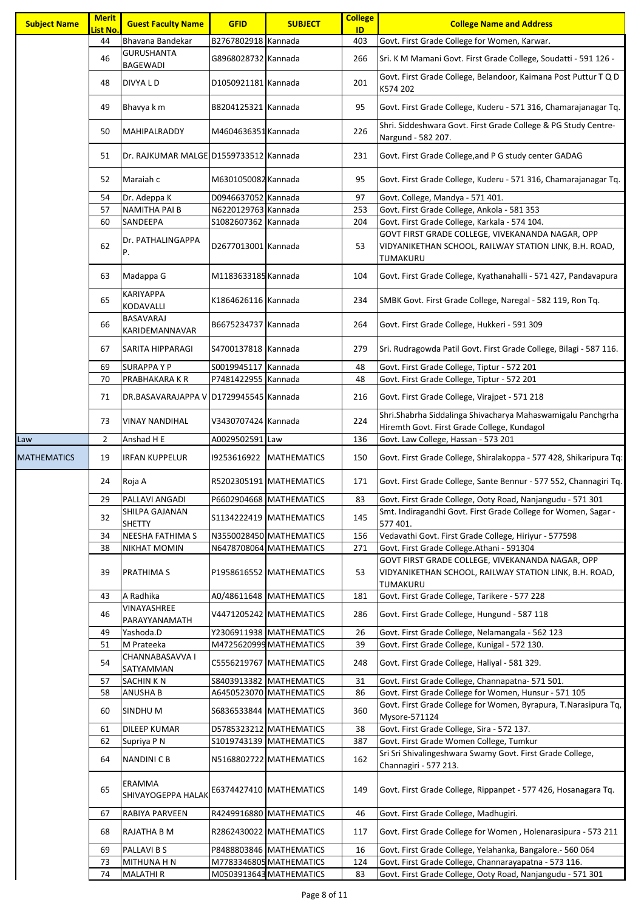| Subject Name | Merit List No. | Guest Faculty Name | GFID | SUBJECT | College ID | College Name and Address |
|---|---|---|---|---|---|---|
| | 44 | Bhavana Bandekar | B2767802918 | Kannada | 403 | Govt. First Grade College for Women, Karwar. |
| | 46 | GURUSHANTA BAGEWADI | G8968028732 | Kannada | 266 | Sri. K M Mamani Govt. First Grade College, Soudatti - 591 126 - |
| | 48 | DIVYA L D | D1050921181 | Kannada | 201 | Govt. First Grade College, Belandoor, Kaimana Post Puttur T Q D K574 202 |
| | 49 | Bhavya k m | B8204125321 | Kannada | 95 | Govt. First Grade College, Kuderu - 571 316, Chamarajanagar Tq. |
| | 50 | MAHIPALRADDY | M4604636351 | Kannada | 226 | Shri. Siddeshwara Govt. First Grade College & PG Study Centre- Nargund - 582 207. |
| | 51 | Dr. RAJKUMAR MALGE | D1559733512 | Kannada | 231 | Govt. First Grade College,and P G study center GADAG |
| | 52 | Maraiah c | M6301050082 | Kannada | 95 | Govt. First Grade College, Kuderu - 571 316, Chamarajanagar Tq. |
| | 54 | Dr. Adeppa K | D0946637052 | Kannada | 97 | Govt. College, Mandya - 571 401. |
| | 57 | NAMITHA PAI B | N6220129763 | Kannada | 253 | Govt. First Grade College, Ankola - 581 353 |
| | 60 | SANDEEPA | S1082607362 | Kannada | 204 | Govt. First Grade College, Karkala - 574 104. |
| | 62 | Dr. PATHALINGAPPA P. | D2677013001 | Kannada | 53 | GOVT FIRST GRADE COLLEGE, VIVEKANANDA NAGAR, OPP VIDYANIKETHAN SCHOOL, RAILWAY STATION LINK, B.H. ROAD, TUMAKURU |
| | 63 | Madappa G | M1183633185 | Kannada | 104 | Govt. First Grade College, Kyathanahalli - 571 427, Pandavapura |
| | 65 | KARIYAPPA KODAVALLI | K1864626116 | Kannada | 234 | SMBK Govt. First Grade College, Naregal - 582 119, Ron Tq. |
| | 66 | BASAVARAJ KARIDEMANNAVAR | B6675234737 | Kannada | 264 | Govt. First Grade College, Hukkeri - 591 309 |
| | 67 | SARITA HIPPARAGI | S4700137818 | Kannada | 279 | Sri. Rudragowda Patil Govt. First Grade College, Bilagi - 587 116. |
| | 69 | SURAPPA Y P | S0019945117 | Kannada | 48 | Govt. First Grade College, Tiptur - 572 201 |
| | 70 | PRABHAKARA K R | P7481422955 | Kannada | 48 | Govt. First Grade College, Tiptur - 572 201 |
| | 71 | DR.BASAVARAJAPPA V | D1729945545 | Kannada | 216 | Govt. First Grade College, Virajpet - 571 218 |
| | 73 | VINAY NANDIHAL | V3430707424 | Kannada | 224 | Shri.Shabrha Siddalinga Shivacharya Mahaswamigalu Panchgrha Hiremth Govt. First Grade College, Kundagol |
| Law | 2 | Anshad H E | A0029502591 | Law | 136 | Govt. Law College, Hassan - 573 201 |
| MATHEMATICS | 19 | IRFAN KUPPELUR | I9253616922 | MATHEMATICS | 150 | Govt. First Grade College, Shiralakoppa - 577 428, Shikaripura Tq: |
| | 24 | Roja A | R5202305191 | MATHEMATICS | 171 | Govt. First Grade College, Sante Bennur - 577 552, Channagiri Tq. |
| | 29 | PALLAVI ANGADI | P6602904668 | MATHEMATICS | 83 | Govt. First Grade College, Ooty Road, Nanjangudu - 571 301 |
| | 32 | SHILPA GAJANAN SHETTY | S1134222419 | MATHEMATICS | 145 | Smt. Indiragandhi Govt. First Grade College for Women, Sagar - 577 401. |
| | 34 | NEESHA FATHIMA S | N3550028450 | MATHEMATICS | 156 | Vedavathi Govt. First Grade College, Hiriyur - 577598 |
| | 38 | NIKHAT MOMIN | N6478708064 | MATHEMATICS | 271 | Govt. First Grade College.Athani - 591304 |
| | 39 | PRATHIMA S | P1958616552 | MATHEMATICS | 53 | GOVT FIRST GRADE COLLEGE, VIVEKANANDA NAGAR, OPP VIDYANIKETHAN SCHOOL, RAILWAY STATION LINK, B.H. ROAD, TUMAKURU |
| | 43 | A Radhika | A0/48611648 | MATHEMATICS | 181 | Govt. First Grade College, Tarikere - 577 228 |
| | 46 | VINAYASHREE PARAYYANAMATH | V4471205242 | MATHEMATICS | 286 | Govt. First Grade College, Hungund - 587 118 |
| | 49 | Yashoda.D | Y2306911938 | MATHEMATICS | 26 | Govt. First Grade College, Nelamangala - 562 123 |
| | 51 | M Prateeka | M4725620999 | MATHEMATICS | 39 | Govt. First Grade College, Kunigal - 572 130. |
| | 54 | CHANNABASAVVA I SATYAMMAN | C5556219767 | MATHEMATICS | 248 | Govt. First Grade College, Haliyal - 581 329. |
| | 57 | SACHIN K N | S8403913382 | MATHEMATICS | 31 | Govt. First Grade College, Channapatna- 571 501. |
| | 58 | ANUSHA B | A6450523070 | MATHEMATICS | 86 | Govt. First Grade College for Women, Hunsur - 571 105 |
| | 60 | SINDHU M | S6836533844 | MATHEMATICS | 360 | Govt. First Grade College for Women, Byrapura, T.Narasipura Tq, Mysore-571124 |
| | 61 | DILEEP KUMAR | D5785323212 | MATHEMATICS | 38 | Govt. First Grade College, Sira - 572 137. |
| | 62 | Supriya P N | S1019743139 | MATHEMATICS | 387 | Govt. First Grade Women College, Tumkur |
| | 64 | NANDINI C B | N5168802722 | MATHEMATICS | 162 | Sri Sri Shivalingeshwara Swamy Govt. First Grade College, Channagiri - 577 213. |
| | 65 | ERAMMA SHIVAYOGEPPA HALAK | E6374427410 | MATHEMATICS | 149 | Govt. First Grade College, Rippanpet - 577 426, Hosanagara Tq. |
| | 67 | RABIYA PARVEEN | R4249916880 | MATHEMATICS | 46 | Govt. First Grade College, Madhugiri. |
| | 68 | RAJATHA B M | R2862430022 | MATHEMATICS | 117 | Govt. First Grade College for Women , Holenarasipura - 573 211 |
| | 69 | PALLAVI B S | P8488803846 | MATHEMATICS | 16 | Govt. First Grade College, Yelahanka, Bangalore.- 560 064 |
| | 73 | MITHUNA H N | M7783346805 | MATHEMATICS | 124 | Govt. First Grade College, Channarayapatna - 573 116. |
| | 74 | MALATHI R | M0503913643 | MATHEMATICS | 83 | Govt. First Grade College, Ooty Road, Nanjangudu - 571 301 |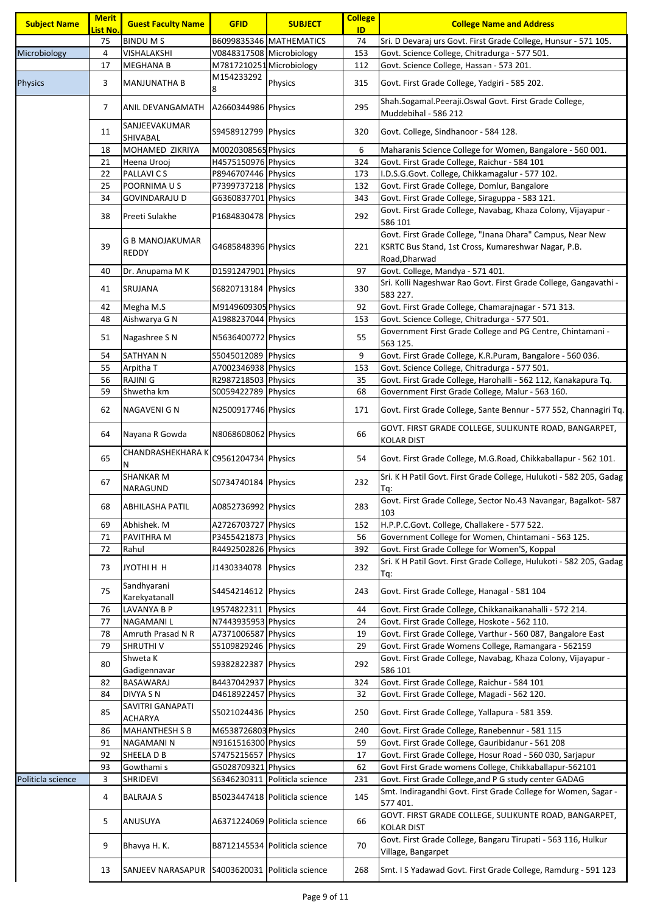| Subject Name | Merit List No. | Guest Faculty Name | GFID | SUBJECT | College ID | College Name and Address |
|---|---|---|---|---|---|---|
| | 75 | BINDU M S | B6099835346 | MATHEMATICS | 74 | Sri. D Devaraj urs Govt. First Grade College, Hunsur - 571 105. |
| Microbiology | 4 | VISHALAKSHI | V0848317508 | Microbiology | 153 | Govt. Science College, Chitradurga - 577 501. |
| | 17 | MEGHANA B | M7817210251 | Microbiology | 112 | Govt. Science College, Hassan - 573 201. |
| Physics | 3 | MANJUNATHA B | M1542332928 | Physics | 315 | Govt. First Grade College, Yadgiri - 585 202. |
| | 7 | ANIL DEVANGAMATH | A2660344986 | Physics | 295 | Shah.Sogamal.Peeraji.Oswal Govt. First Grade College, Muddebihal - 586 212 |
| | 11 | SANJEEVAKUMAR SHIVABAL | S9458912799 | Physics | 320 | Govt. College, Sindhanoor - 584 128. |
| | 18 | MOHAMED ZIKRIYA | M0020308565 | Physics | 6 | Maharanis Science College for Women, Bangalore - 560 001. |
| | 21 | Heena Urooj | H4575150976 | Physics | 324 | Govt. First Grade College, Raichur - 584 101 |
| | 22 | PALLAVI C S | P8946707446 | Physics | 173 | I.D.S.G.Govt. College, Chikkamagalur - 577 102. |
| | 25 | POORNIMA U S | P7399737218 | Physics | 132 | Govt. First Grade College, Domlur, Bangalore |
| | 34 | GOVINDARAJU D | G6360837701 | Physics | 343 | Govt. First Grade College, Siraguppa - 583 121. |
| | 38 | Preeti Sulakhe | P1684830478 | Physics | 292 | Govt. First Grade College, Navabag, Khaza Colony, Vijayapur - 586 101 |
| | 39 | G B MANOJAKUMAR REDDY | G4685848396 | Physics | 221 | Govt. First Grade College, "Jnana Dhara" Campus, Near New KSRTC Bus Stand, 1st Cross, Kumareshwar Nagar, P.B. Road,Dharwad |
| | 40 | Dr. Anupama M K | D1591247901 | Physics | 97 | Govt. College, Mandya - 571 401. |
| | 41 | SRUJANA | S6820713184 | Physics | 330 | Sri. Kolli Nageshwar Rao Govt. First Grade College, Gangavathi - 583 227. |
| | 42 | Megha M.S | M9149609305 | Physics | 92 | Govt. First Grade College, Chamarajnagar - 571 313. |
| | 48 | Aishwarya G N | A1988237044 | Physics | 153 | Govt. Science College, Chitradurga - 577 501. |
| | 51 | Nagashree S N | N5636400772 | Physics | 55 | Government First Grade College and PG Centre, Chintamani - 563 125. |
| | 54 | SATHYAN N | S5045012089 | Physics | 9 | Govt. First Grade College, K.R.Puram, Bangalore - 560 036. |
| | 55 | Arpitha T | A7002346938 | Physics | 153 | Govt. Science College, Chitradurga - 577 501. |
| | 56 | RAJINI G | R2987218503 | Physics | 35 | Govt. First Grade College, Harohalli - 562 112, Kanakapura Tq. |
| | 59 | Shwetha km | S0059422789 | Physics | 68 | Government First Grade College, Malur - 563 160. |
| | 62 | NAGAVENI G N | N2500917746 | Physics | 171 | Govt. First Grade College, Sante Bennur - 577 552, Channagiri Tq. |
| | 64 | Nayana R Gowda | N8068608062 | Physics | 66 | GOVT. FIRST GRADE COLLEGE, SULIKUNTE ROAD, BANGARPET, KOLAR DIST |
| | 65 | CHANDRASHEKHARA K N | C9561204734 | Physics | 54 | Govt. First Grade College, M.G.Road, Chikkaballapur - 562 101. |
| | 67 | SHANKAR M NARAGUND | S0734740184 | Physics | 232 | Sri. K H Patil Govt. First Grade College, Hulukoti - 582 205, Gadag Tq: |
| | 68 | ABHILASHA PATIL | A0852736992 | Physics | 283 | Govt. First Grade College, Sector No.43 Navangar, Bagalkot- 587 103 |
| | 69 | Abhishek. M | A2726703727 | Physics | 152 | H.P.P.C.Govt. College, Challakere - 577 522. |
| | 71 | PAVITHRA M | P3455421873 | Physics | 56 | Government College for Women, Chintamani - 563 125. |
| | 72 | Rahul | R4492502826 | Physics | 392 | Govt. First Grade College for Women'S, Koppal |
| | 73 | JYOTHI H H | J1430334078 | Physics | 232 | Sri. K H Patil Govt. First Grade College, Hulukoti - 582 205, Gadag Tq: |
| | 75 | Sandhyarani Karekyatanall | S4454214612 | Physics | 243 | Govt. First Grade College, Hanagal - 581 104 |
| | 76 | LAVANYA B P | L9574822311 | Physics | 44 | Govt. First Grade College, Chikkanaikanahalli - 572 214. |
| | 77 | NAGAMANI L | N7443935953 | Physics | 24 | Govt. First Grade College, Hoskote - 562 110. |
| | 78 | Amruth Prasad N R | A7371006587 | Physics | 19 | Govt. First Grade College, Varthur - 560 087, Bangalore East |
| | 79 | SHRUTHI V | S5109829246 | Physics | 29 | Govt. First Grade Womens College, Ramangara - 562159 |
| | 80 | Shweta K Gadigennavar | S9382822387 | Physics | 292 | Govt. First Grade College, Navabag, Khaza Colony, Vijayapur - 586 101 |
| | 82 | BASAWARAJ | B4437042937 | Physics | 324 | Govt. First Grade College, Raichur - 584 101 |
| | 84 | DIVYA S N | D4618922457 | Physics | 32 | Govt. First Grade College, Magadi - 562 120. |
| | 85 | SAVITRI GANAPATI ACHARYA | S5021024436 | Physics | 250 | Govt. First Grade College, Yallapura - 581 359. |
| | 86 | MAHANTHESH S B | M6538726803 | Physics | 240 | Govt. First Grade College, Ranebennur - 581 115 |
| | 91 | NAGAMANI N | N9161516300 | Physics | 59 | Govt. First Grade College, Gauribidanur - 561 208 |
| | 92 | SHEELA D B | S7475215657 | Physics | 17 | Govt. First Grade College, Hosur Road - 560 030, Sarjapur |
| | 93 | Gowthami s | G5028709321 | Physics | 62 | Govt First Grade womens College, Chikkaballapur-562101 |
| Politicla science | 3 | SHRIDEVI | S6346230311 | Politicla science | 231 | Govt. First Grade College,and P G study center GADAG |
| | 4 | BALRAJA S | B5023447418 | Politicla science | 145 | Smt. Indiragandhi Govt. First Grade College for Women, Sagar - 577 401. |
| | 5 | ANUSUYA | A6371224069 | Politicla science | 66 | GOVT. FIRST GRADE COLLEGE, SULIKUNTE ROAD, BANGARPET, KOLAR DIST |
| | 9 | Bhavya H. K. | B8712145534 | Politicla science | 70 | Govt. First Grade College, Bangaru Tirupati - 563 116, Hulkur Village, Bangarpet |
| | 13 | SANJEEV NARASAPUR | S4003620031 | Politicla science | 268 | Smt. I S Yadawad Govt. First Grade College, Ramdurg - 591 123 |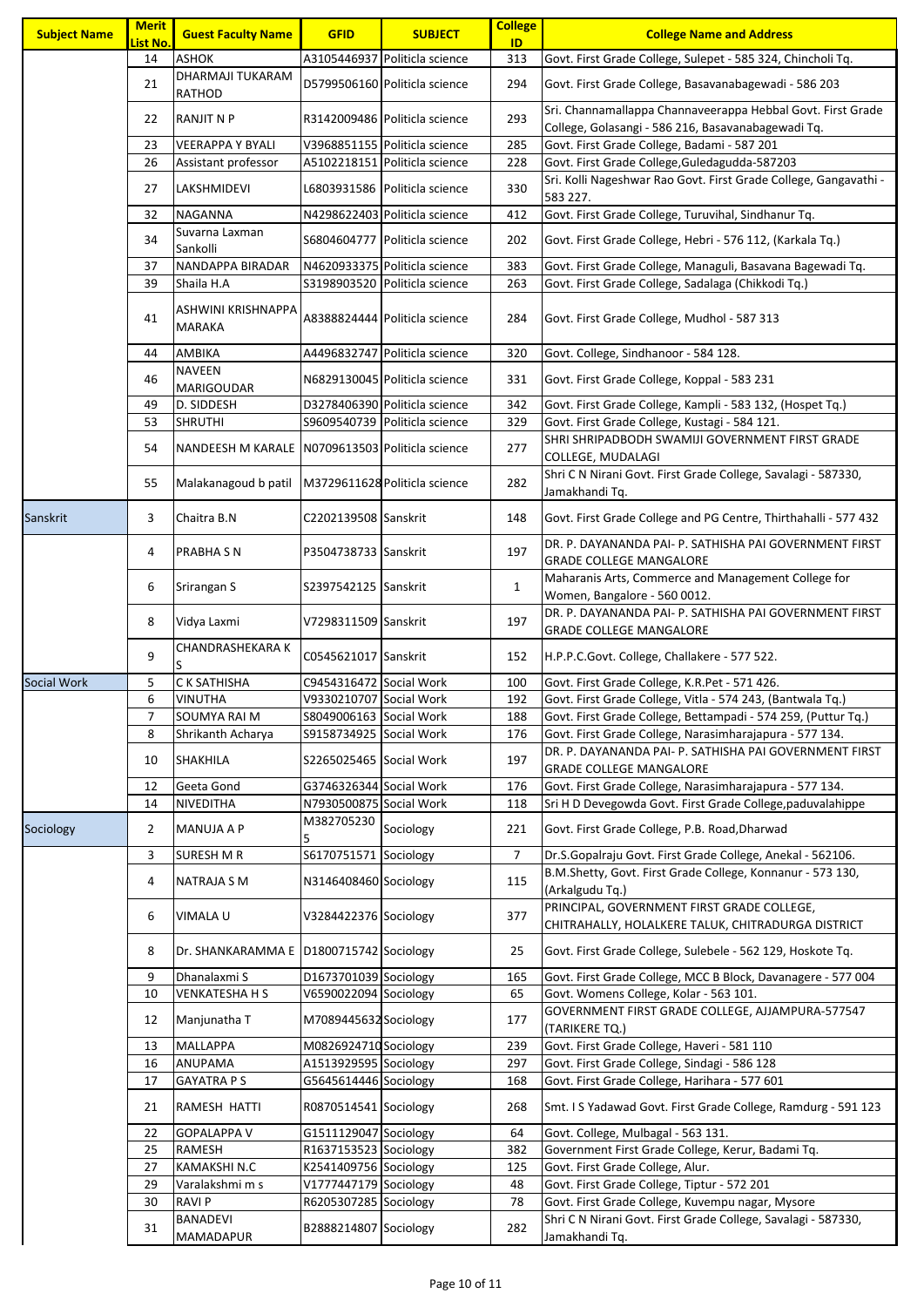| Subject Name | Merit List No. | Guest Faculty Name | GFID | SUBJECT | College ID | College Name and Address |
|---|---|---|---|---|---|---|
| | 14 | ASHOK | A3105446937 | Politicla science | 313 | Govt. First Grade College, Sulepet - 585 324, Chincholi Tq. |
| | 21 | DHARMAJI TUKARAM RATHOD | D5799506160 | Politicla science | 294 | Govt. First Grade College, Basavanabagewadi - 586 203 |
| | 22 | RANJIT N P | R3142009486 | Politicla science | 293 | Sri. Channamallappa Channaveerappa Hebbal Govt. First Grade College, Golasangi - 586 216, Basavanabagewadi Tq. |
| | 23 | VEERAPPA Y BYALI | V3968851155 | Politicla science | 285 | Govt. First Grade College, Badami - 587 201 |
| | 26 | Assistant professor | A5102218151 | Politicla science | 228 | Govt. First Grade College,Guledagudda-587203 |
| | 27 | LAKSHMIDEVI | L6803931586 | Politicla science | 330 | Sri. Kolli Nageshwar Rao Govt. First Grade College, Gangavathi - 583 227. |
| | 32 | NAGANNA | N4298622403 | Politicla science | 412 | Govt. First Grade College, Turuvihal, Sindhanur Tq. |
| | 34 | Suvarna Laxman Sankolli | S6804604777 | Politicla science | 202 | Govt. First Grade College, Hebri - 576 112, (Karkala Tq.) |
| | 37 | NANDAPPA BIRADAR | N4620933375 | Politicla science | 383 | Govt. First Grade College, Managuli, Basavana Bagewadi Tq. |
| | 39 | Shaila H.A | S3198903520 | Politicla science | 263 | Govt. First Grade College, Sadalaga (Chikkodi Tq.) |
| | 41 | ASHWINI KRISHNAPPA MARAKA | A8388824444 | Politicla science | 284 | Govt. First Grade College, Mudhol - 587 313 |
| | 44 | AMBIKA | A4496832747 | Politicla science | 320 | Govt. College, Sindhanoor - 584 128. |
| | 46 | NAVEEN MARIGOUDAR | N6829130045 | Politicla science | 331 | Govt. First Grade College, Koppal - 583 231 |
| | 49 | D. SIDDESH | D3278406390 | Politicla science | 342 | Govt. First Grade College, Kampli - 583 132, (Hospet Tq.) |
| | 53 | SHRUTHI | S9609540739 | Politicla science | 329 | Govt. First Grade College, Kustagi - 584 121. |
| | 54 | NANDEESH M KARALE | N0709613503 | Politicla science | 277 | SHRI SHRIPADBODH SWAMIJI GOVERNMENT FIRST GRADE COLLEGE, MUDALAGI |
| | 55 | Malakanagoud b patil | M3729611628 | Politicla science | 282 | Shri C N Nirani Govt. First Grade College, Savalagi - 587330, Jamakhandi Tq. |
| Sanskrit | 3 | Chaitra B.N | C2202139508 | Sanskrit | 148 | Govt. First Grade College and PG Centre, Thirthahalli - 577 432 |
| | 4 | PRABHA S N | P3504738733 | Sanskrit | 197 | DR. P. DAYANANDA PAI- P. SATHISHA PAI GOVERNMENT FIRST GRADE COLLEGE MANGALORE |
| | 6 | Srirangan S | S2397542125 | Sanskrit | 1 | Maharanis Arts, Commerce and Management College for Women, Bangalore - 560 0012. |
| | 8 | Vidya Laxmi | V7298311509 | Sanskrit | 197 | DR. P. DAYANANDA PAI- P. SATHISHA PAI GOVERNMENT FIRST GRADE COLLEGE MANGALORE |
| | 9 | CHANDRASHEKARA K S | C0545621017 | Sanskrit | 152 | H.P.P.C.Govt. College, Challakere - 577 522. |
| Social Work | 5 | C K SATHISHA | C9454316472 | Social Work | 100 | Govt. First Grade College, K.R.Pet - 571 426. |
| | 6 | VINUTHA | V9330210707 | Social Work | 192 | Govt. First Grade College, Vitla - 574 243, (Bantwala Tq.) |
| | 7 | SOUMYA RAI M | S8049006163 | Social Work | 188 | Govt. First Grade College, Bettampadi - 574 259, (Puttur Tq.) |
| | 8 | Shrikanth Acharya | S9158734925 | Social Work | 176 | Govt. First Grade College, Narasimharajapura - 577 134. |
| | 10 | SHAKHILA | S2265025465 | Social Work | 197 | DR. P. DAYANANDA PAI- P. SATHISHA PAI GOVERNMENT FIRST GRADE COLLEGE MANGALORE |
| | 12 | Geeta Gond | G3746326344 | Social Work | 176 | Govt. First Grade College, Narasimharajapura - 577 134. |
| | 14 | NIVEDITHA | N7930500875 | Social Work | 118 | Sri H D Devegowda Govt. First Grade College,paduvalahippe |
| Sociology | 2 | MANUJA A P | M3827052305 | Sociology | 221 | Govt. First Grade College, P.B. Road,Dharwad |
| | 3 | SURESH M R | S6170751571 | Sociology | 7 | Dr.S.Gopalraju Govt. First Grade College, Anekal - 562106. |
| | 4 | NATRAJA S M | N3146408460 | Sociology | 115 | B.M.Shetty, Govt. First Grade College, Konnanur - 573 130, (Arkalgudu Tq.) |
| | 6 | VIMALA U | V3284422376 | Sociology | 377 | PRINCIPAL, GOVERNMENT FIRST GRADE COLLEGE, CHITRAHALLY, HOLALKERE TALUK, CHITRADURGA DISTRICT |
| | 8 | Dr. SHANKARAMMA E | D1800715742 | Sociology | 25 | Govt. First Grade College, Sulebele - 562 129, Hoskote Tq. |
| | 9 | Dhanalaxmi S | D1673701039 | Sociology | 165 | Govt. First Grade College, MCC B Block, Davanagere - 577 004 |
| | 10 | VENKATESHA H S | V6590022094 | Sociology | 65 | Govt. Womens College, Kolar - 563 101. |
| | 12 | Manjunatha T | M7089445632 | Sociology | 177 | GOVERNMENT FIRST GRADE COLLEGE, AJJAMPURA-577547 (TARIKERE TQ.) |
| | 13 | MALLAPPA | M0826924710 | Sociology | 239 | Govt. First Grade College, Haveri - 581 110 |
| | 16 | ANUPAMA | A1513929595 | Sociology | 297 | Govt. First Grade College, Sindagi - 586 128 |
| | 17 | GAYATRA P S | G5645614446 | Sociology | 168 | Govt. First Grade College, Harihara - 577 601 |
| | 21 | RAMESH HATTI | R0870514541 | Sociology | 268 | Smt. I S Yadawad Govt. First Grade College, Ramdurg - 591 123 |
| | 22 | GOPALAPPA V | G1511129047 | Sociology | 64 | Govt. College, Mulbagal - 563 131. |
| | 25 | RAMESH | R1637153523 | Sociology | 382 | Government First Grade College, Kerur, Badami Tq. |
| | 27 | KAMAKSHI N.C | K2541409756 | Sociology | 125 | Govt. First Grade College, Alur. |
| | 29 | Varalakshmi m s | V1777447179 | Sociology | 48 | Govt. First Grade College, Tiptur - 572 201 |
| | 30 | RAVI P | R6205307285 | Sociology | 78 | Govt. First Grade College, Kuvempu nagar, Mysore |
| | 31 | BANADEVI MAMADAPUR | B2888214807 | Sociology | 282 | Shri C N Nirani Govt. First Grade College, Savalagi - 587330, Jamakhandi Tq. |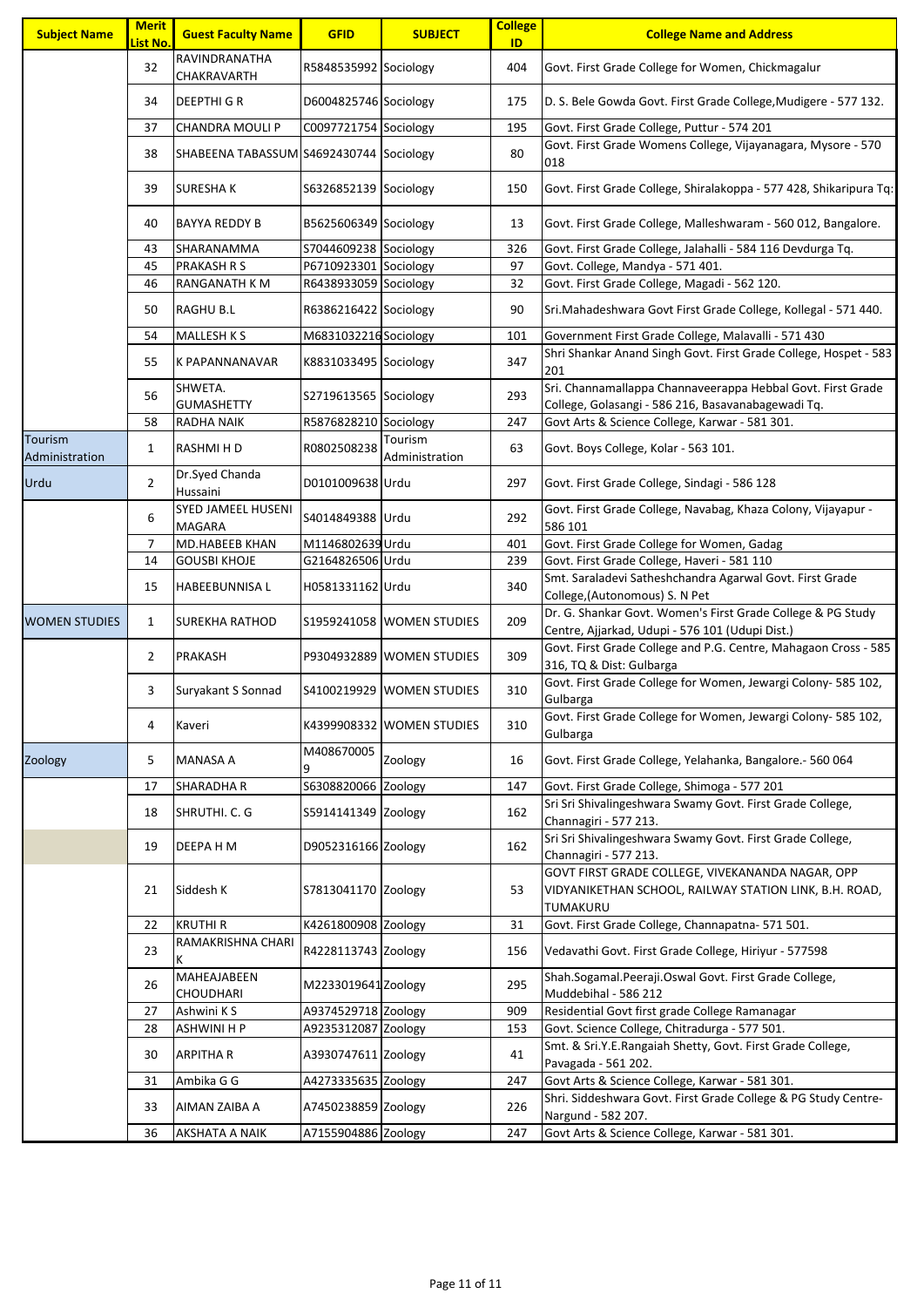| Subject Name | Merit List No. | Guest Faculty Name | GFID | SUBJECT | College ID | College Name and Address |
|---|---|---|---|---|---|---|
| | 32 | RAVINDRANATHA CHAKRAVARTH | R5848535992 | Sociology | 404 | Govt. First Grade College for Women, Chickmagalur |
| | 34 | DEEPTHI G R | D6004825746 | Sociology | 175 | D. S. Bele Gowda Govt. First Grade College,Mudigere - 577 132. |
| | 37 | CHANDRA MOULI P | C0097721754 | Sociology | 195 | Govt. First Grade College, Puttur - 574 201 |
| | 38 | SHABEENA TABASSUM | S4692430744 | Sociology | 80 | Govt. First Grade Womens College, Vijayanagara, Mysore - 570 018 |
| | 39 | SURESHA K | S6326852139 | Sociology | 150 | Govt. First Grade College, Shiralakoppa - 577 428, Shikaripura Tq: |
| | 40 | BAYYA REDDY B | B5625606349 | Sociology | 13 | Govt. First Grade College, Malleshwaram - 560 012, Bangalore. |
| | 43 | SHARANAMMA | S7044609238 | Sociology | 326 | Govt. First Grade College, Jalahalli - 584 116 Devdurga Tq. |
| | 45 | PRAKASH R S | P6710923301 | Sociology | 97 | Govt. College, Mandya - 571 401. |
| | 46 | RANGANATH K M | R6438933059 | Sociology | 32 | Govt. First Grade College, Magadi - 562 120. |
| | 50 | RAGHU B.L | R6386216422 | Sociology | 90 | Sri.Mahadeshwara Govt First Grade College, Kollegal - 571 440. |
| | 54 | MALLESH K S | M6831032216 | Sociology | 101 | Government First Grade College, Malavalli - 571 430 |
| | 55 | K PAPANNANAVAR | K8831033495 | Sociology | 347 | Shri Shankar Anand Singh Govt. First Grade College, Hospet - 583 201 |
| | 56 | SHWETA. GUMASHETTY | S2719613565 | Sociology | 293 | Sri. Channamallappa Channaveerappa Hebbal Govt. First Grade College, Golasangi - 586 216, Basavanabagewadi Tq. |
| | 58 | RADHA NAIK | R5876828210 | Sociology | 247 | Govt Arts & Science College, Karwar - 581 301. |
| Tourism Administration | 1 | RASHMI H D | R0802508238 | Tourism Administration | 63 | Govt. Boys College, Kolar - 563 101. |
| Urdu | 2 | Dr.Syed Chanda Hussaini | D0101009638 | Urdu | 297 | Govt. First Grade College, Sindagi - 586 128 |
| | 6 | SYED JAMEEL HUSENI MAGARA | S4014849388 | Urdu | 292 | Govt. First Grade College, Navabag, Khaza Colony, Vijayapur - 586 101 |
| | 7 | MD.HABEEB KHAN | M1146802639 | Urdu | 401 | Govt. First Grade College for Women, Gadag |
| | 14 | GOUSBI KHOJE | G2164826506 | Urdu | 239 | Govt. First Grade College, Haveri - 581 110 |
| | 15 | HABEEBUNNISA L | H0581331162 | Urdu | 340 | Smt. Saraladevi Satheshchandra Agarwal Govt. First Grade College,(Autonomous) S. N Pet |
| WOMEN STUDIES | 1 | SUREKHA RATHOD | S1959241058 | WOMEN STUDIES | 209 | Dr. G. Shankar Govt. Women's First Grade College & PG Study Centre, Ajjarkad, Udupi - 576 101 (Udupi Dist.) |
| | 2 | PRAKASH | P9304932889 | WOMEN STUDIES | 309 | Govt. First Grade College and P.G. Centre, Mahagaon Cross - 585 316, TQ & Dist: Gulbarga |
| | 3 | Suryakant S Sonnad | S4100219929 | WOMEN STUDIES | 310 | Govt. First Grade College for Women, Jewargi Colony- 585 102, Gulbarga |
| | 4 | Kaveri | K4399908332 | WOMEN STUDIES | 310 | Govt. First Grade College for Women, Jewargi Colony- 585 102, Gulbarga |
| Zoology | 5 | MANASA A | M4086700059 | Zoology | 16 | Govt. First Grade College, Yelahanka, Bangalore.- 560 064 |
| | 17 | SHARADHA R | S6308820066 | Zoology | 147 | Govt. First Grade College, Shimoga - 577 201 |
| | 18 | SHRUTHI. C. G | S5914141349 | Zoology | 162 | Sri Sri Shivalingeshwara Swamy Govt. First Grade College, Channagiri - 577 213. |
| | 19 | DEEPA H M | D9052316166 | Zoology | 162 | Sri Sri Shivalingeshwara Swamy Govt. First Grade College, Channagiri - 577 213. |
| | 21 | Siddesh K | S7813041170 | Zoology | 53 | GOVT FIRST GRADE COLLEGE, VIVEKANANDA NAGAR, OPP VIDYANIKETHAN SCHOOL, RAILWAY STATION LINK, B.H. ROAD, TUMAKURU |
| | 22 | KRUTHI R | K4261800908 | Zoology | 31 | Govt. First Grade College, Channapatna- 571 501. |
| | 23 | RAMAKRISHNA CHARI K | R4228113743 | Zoology | 156 | Vedavathi Govt. First Grade College, Hiriyur - 577598 |
| | 26 | MAHEAJABEEN CHOUDHARI | M2233019641 | Zoology | 295 | Shah.Sogamal.Peeraji.Oswal Govt. First Grade College, Muddebihal - 586 212 |
| | 27 | Ashwini K S | A9374529718 | Zoology | 909 | Residential Govt first grade College Ramanagar |
| | 28 | ASHWINI H P | A9235312087 | Zoology | 153 | Govt. Science College, Chitradurga - 577 501. |
| | 30 | ARPITHA R | A3930747611 | Zoology | 41 | Smt. & Sri.Y.E.Rangaiah Shetty, Govt. First Grade College, Pavagada - 561 202. |
| | 31 | Ambika G G | A4273335635 | Zoology | 247 | Govt Arts & Science College, Karwar - 581 301. |
| | 33 | AIMAN ZAIBA A | A7450238859 | Zoology | 226 | Shri. Siddeshwara Govt. First Grade College & PG Study Centre- Nargund - 582 207. |
| | 36 | AKSHATA A NAIK | A7155904886 | Zoology | 247 | Govt Arts & Science College, Karwar - 581 301. |